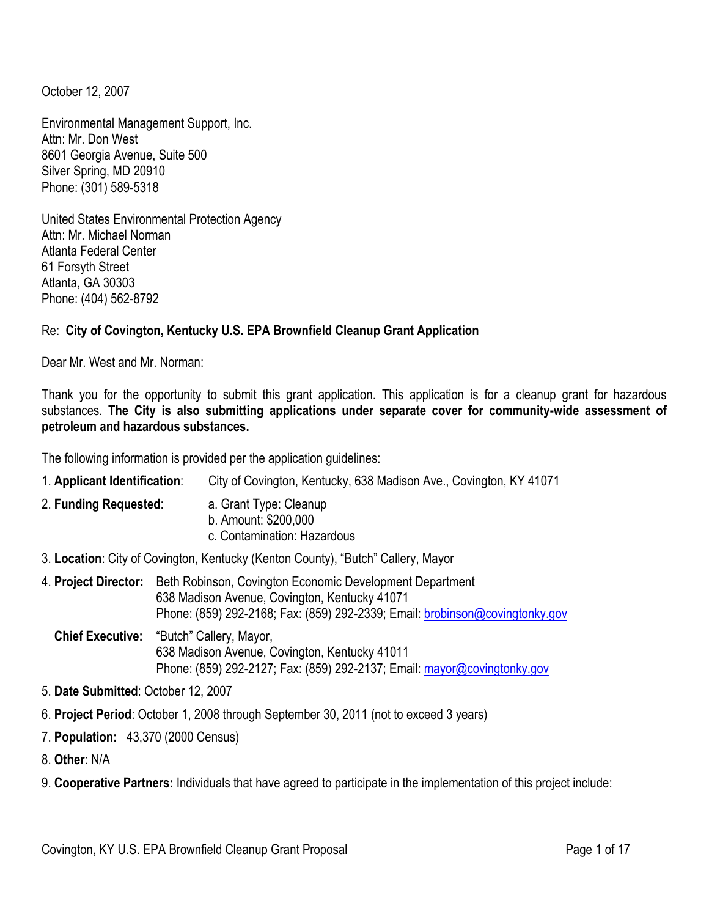October 12, 2007

Environmental Management Support, Inc.
Attn: Mr. Don West
8601 Georgia Avenue, Suite 500
Silver Spring, MD 20910
Phone: (301) 589-5318

United States Environmental Protection Agency
Attn: Mr. Michael Norman
Atlanta Federal Center
61 Forsyth Street
Atlanta, GA 30303
Phone: (404) 562-8792

Re: **City of Covington, Kentucky U.S. EPA Brownfield Cleanup Grant Application**

Dear Mr. West and Mr. Norman:

Thank you for the opportunity to submit this grant application. This application is for a cleanup grant for hazardous substances. **The City is also submitting applications under separate cover for community-wide assessment of petroleum and hazardous substances.**

The following information is provided per the application guidelines:

1. **Applicant Identification**: City of Covington, Kentucky, 638 Madison Ave., Covington, KY 41071
2. **Funding Requested**: a. Grant Type: Cleanup
   b. Amount: $200,000
   c. Contamination: Hazardous
3. **Location**: City of Covington, Kentucky (Kenton County), "Butch" Callery, Mayor
4. **Project Director:** Beth Robinson, Covington Economic Development Department
   638 Madison Avenue, Covington, Kentucky 41071
   Phone: (859) 292-2168; Fax: (859) 292-2339; Email: brobinson@covingtonky.gov

   **Chief Executive:** "Butch" Callery, Mayor,
   638 Madison Avenue, Covington, Kentucky 41011
   Phone: (859) 292-2127; Fax: (859) 292-2137; Email: mayor@covingtonky.gov
5. **Date Submitted**: October 12, 2007
6. **Project Period**: October 1, 2008 through September 30, 2011 (not to exceed 3 years)
7. **Population:** 43,370 (2000 Census)
8. **Other**: N/A
9. **Cooperative Partners:** Individuals that have agreed to participate in the implementation of this project include: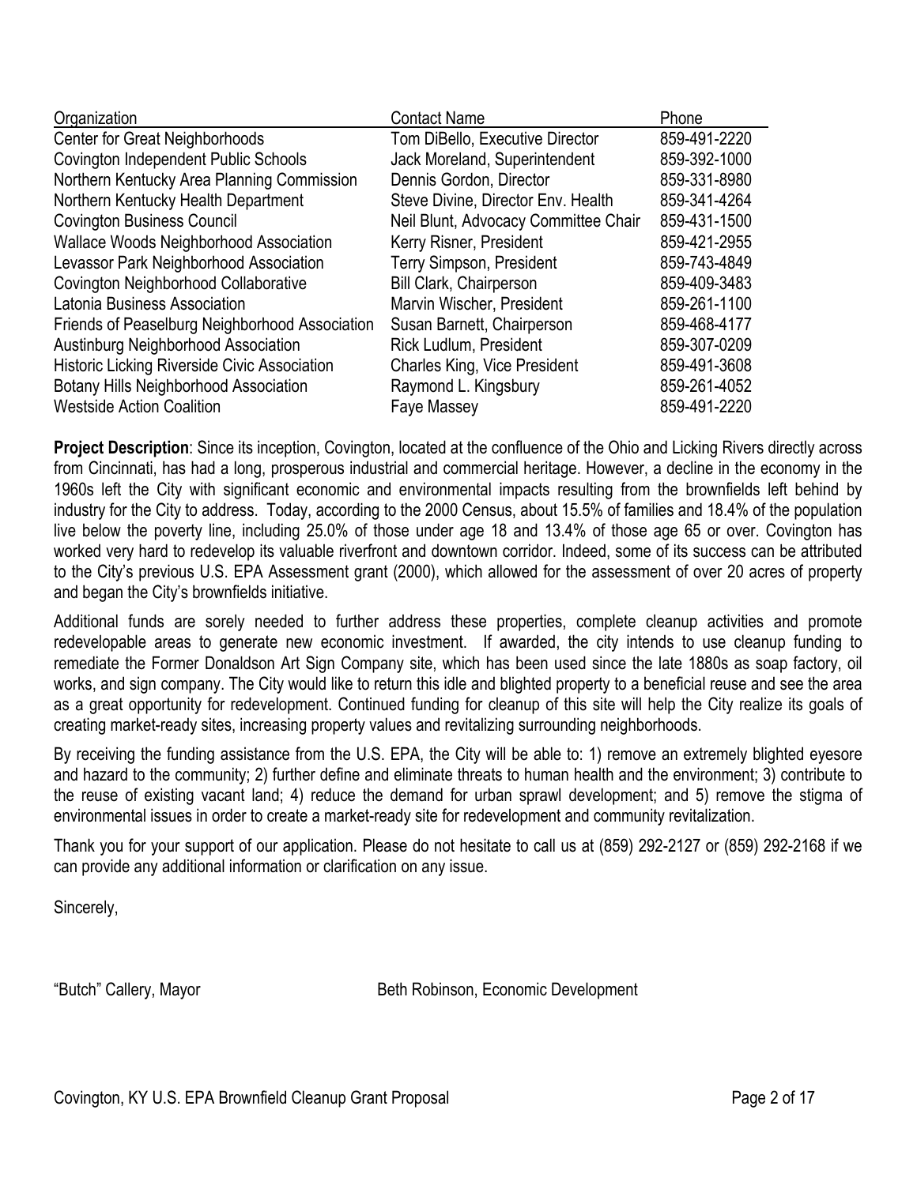| Organization | Contact Name | Phone |
|---|---|---|
| Center for Great Neighborhoods | Tom DiBello, Executive Director | 859-491-2220 |
| Covington Independent Public Schools | Jack Moreland, Superintendent | 859-392-1000 |
| Northern Kentucky Area Planning Commission | Dennis Gordon, Director | 859-331-8980 |
| Northern Kentucky Health Department | Steve Divine, Director Env. Health | 859-341-4264 |
| Covington Business Council | Neil Blunt, Advocacy Committee Chair | 859-431-1500 |
| Wallace Woods Neighborhood Association | Kerry Risner, President | 859-421-2955 |
| Levassor Park Neighborhood Association | Terry Simpson, President | 859-743-4849 |
| Covington Neighborhood Collaborative | Bill Clark, Chairperson | 859-409-3483 |
| Latonia Business Association | Marvin Wischer, President | 859-261-1100 |
| Friends of Peaselburg Neighborhood Association | Susan Barnett, Chairperson | 859-468-4177 |
| Austinburg Neighborhood Association | Rick Ludlum, President | 859-307-0209 |
| Historic Licking Riverside Civic Association | Charles King, Vice President | 859-491-3608 |
| Botany Hills Neighborhood Association | Raymond L. Kingsbury | 859-261-4052 |
| Westside Action Coalition | Faye Massey | 859-491-2220 |

**Project Description**: Since its inception, Covington, located at the confluence of the Ohio and Licking Rivers directly across from Cincinnati, has had a long, prosperous industrial and commercial heritage. However, a decline in the economy in the 1960s left the City with significant economic and environmental impacts resulting from the brownfields left behind by industry for the City to address. Today, according to the 2000 Census, about 15.5% of families and 18.4% of the population live below the poverty line, including 25.0% of those under age 18 and 13.4% of those age 65 or over. Covington has worked very hard to redevelop its valuable riverfront and downtown corridor. Indeed, some of its success can be attributed to the City's previous U.S. EPA Assessment grant (2000), which allowed for the assessment of over 20 acres of property and began the City's brownfields initiative.

Additional funds are sorely needed to further address these properties, complete cleanup activities and promote redevelopable areas to generate new economic investment. If awarded, the city intends to use cleanup funding to remediate the Former Donaldson Art Sign Company site, which has been used since the late 1880s as soap factory, oil works, and sign company. The City would like to return this idle and blighted property to a beneficial reuse and see the area as a great opportunity for redevelopment. Continued funding for cleanup of this site will help the City realize its goals of creating market-ready sites, increasing property values and revitalizing surrounding neighborhoods.

By receiving the funding assistance from the U.S. EPA, the City will be able to: 1) remove an extremely blighted eyesore and hazard to the community; 2) further define and eliminate threats to human health and the environment; 3) contribute to the reuse of existing vacant land; 4) reduce the demand for urban sprawl development; and 5) remove the stigma of environmental issues in order to create a market-ready site for redevelopment and community revitalization.

Thank you for your support of our application. Please do not hesitate to call us at (859) 292-2127 or (859) 292-2168 if we can provide any additional information or clarification on any issue.

Sincerely,

"Butch" Callery, Mayor

Beth Robinson, Economic Development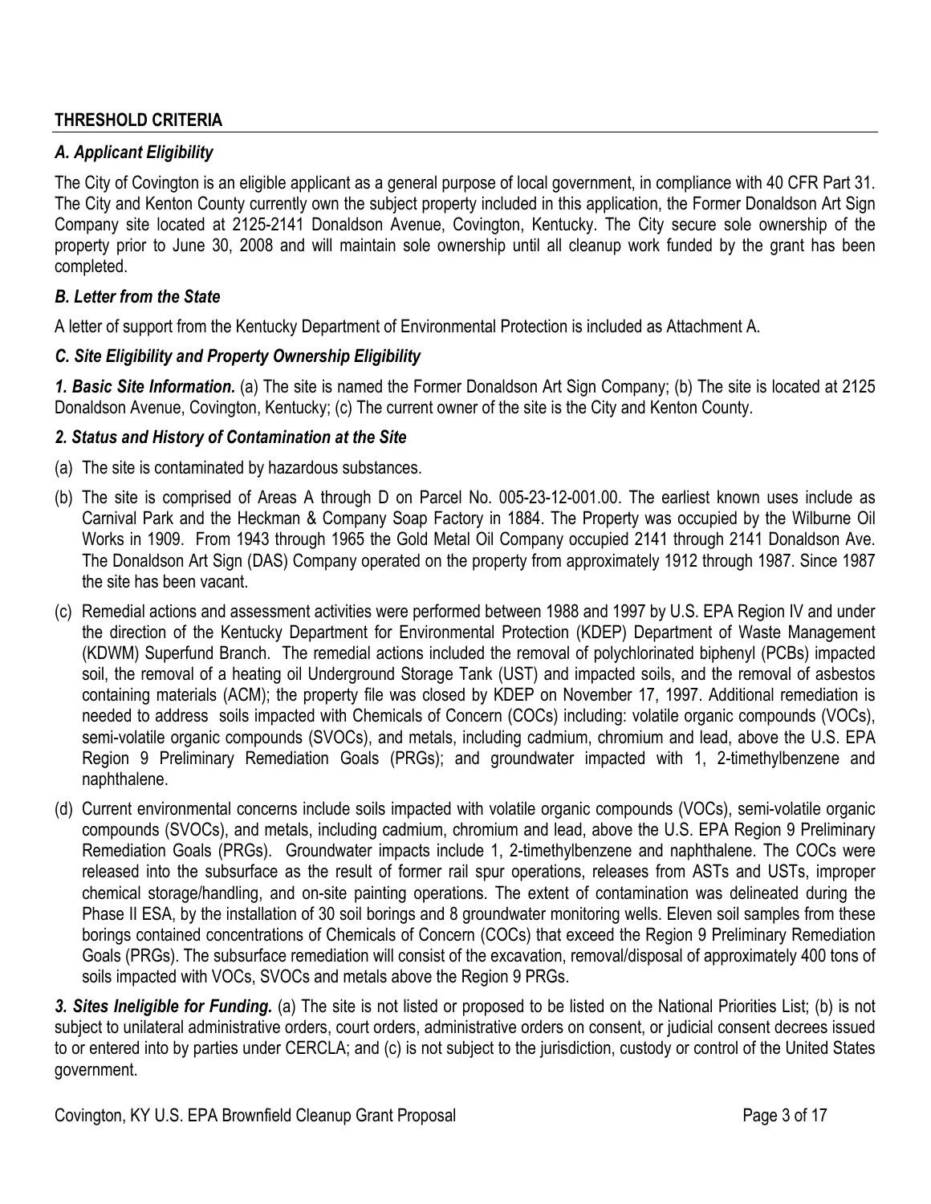## THRESHOLD CRITERIA

### *A. Applicant Eligibility*

The City of Covington is an eligible applicant as a general purpose of local government, in compliance with 40 CFR Part 31. The City and Kenton County currently own the subject property included in this application, the Former Donaldson Art Sign Company site located at 2125-2141 Donaldson Avenue, Covington, Kentucky. The City secure sole ownership of the property prior to June 30, 2008 and will maintain sole ownership until all cleanup work funded by the grant has been completed.

### *B. Letter from the State*

A letter of support from the Kentucky Department of Environmental Protection is included as Attachment A.

### *C. Site Eligibility and Property Ownership Eligibility*

***1. Basic Site Information.*** (a) The site is named the Former Donaldson Art Sign Company; (b) The site is located at 2125 Donaldson Avenue, Covington, Kentucky; (c) The current owner of the site is the City and Kenton County.

***2. Status and History of Contamination at the Site***

(a) The site is contaminated by hazardous substances.

(b) The site is comprised of Areas A through D on Parcel No. 005-23-12-001.00. The earliest known uses include as Carnival Park and the Heckman & Company Soap Factory in 1884. The Property was occupied by the Wilburne Oil Works in 1909. From 1943 through 1965 the Gold Metal Oil Company occupied 2141 through 2141 Donaldson Ave. The Donaldson Art Sign (DAS) Company operated on the property from approximately 1912 through 1987. Since 1987 the site has been vacant.

(c) Remedial actions and assessment activities were performed between 1988 and 1997 by U.S. EPA Region IV and under the direction of the Kentucky Department for Environmental Protection (KDEP) Department of Waste Management (KDWM) Superfund Branch. The remedial actions included the removal of polychlorinated biphenyl (PCBs) impacted soil, the removal of a heating oil Underground Storage Tank (UST) and impacted soils, and the removal of asbestos containing materials (ACM); the property file was closed by KDEP on November 17, 1997. Additional remediation is needed to address soils impacted with Chemicals of Concern (COCs) including: volatile organic compounds (VOCs), semi-volatile organic compounds (SVOCs), and metals, including cadmium, chromium and lead, above the U.S. EPA Region 9 Preliminary Remediation Goals (PRGs); and groundwater impacted with 1, 2-timethylbenzene and naphthalene.

(d) Current environmental concerns include soils impacted with volatile organic compounds (VOCs), semi-volatile organic compounds (SVOCs), and metals, including cadmium, chromium and lead, above the U.S. EPA Region 9 Preliminary Remediation Goals (PRGs). Groundwater impacts include 1, 2-timethylbenzene and naphthalene. The COCs were released into the subsurface as the result of former rail spur operations, releases from ASTs and USTs, improper chemical storage/handling, and on-site painting operations. The extent of contamination was delineated during the Phase II ESA, by the installation of 30 soil borings and 8 groundwater monitoring wells. Eleven soil samples from these borings contained concentrations of Chemicals of Concern (COCs) that exceed the Region 9 Preliminary Remediation Goals (PRGs). The subsurface remediation will consist of the excavation, removal/disposal of approximately 400 tons of soils impacted with VOCs, SVOCs and metals above the Region 9 PRGs.

***3. Sites Ineligible for Funding.*** (a) The site is not listed or proposed to be listed on the National Priorities List; (b) is not subject to unilateral administrative orders, court orders, administrative orders on consent, or judicial consent decrees issued to or entered into by parties under CERCLA; and (c) is not subject to the jurisdiction, custody or control of the United States government.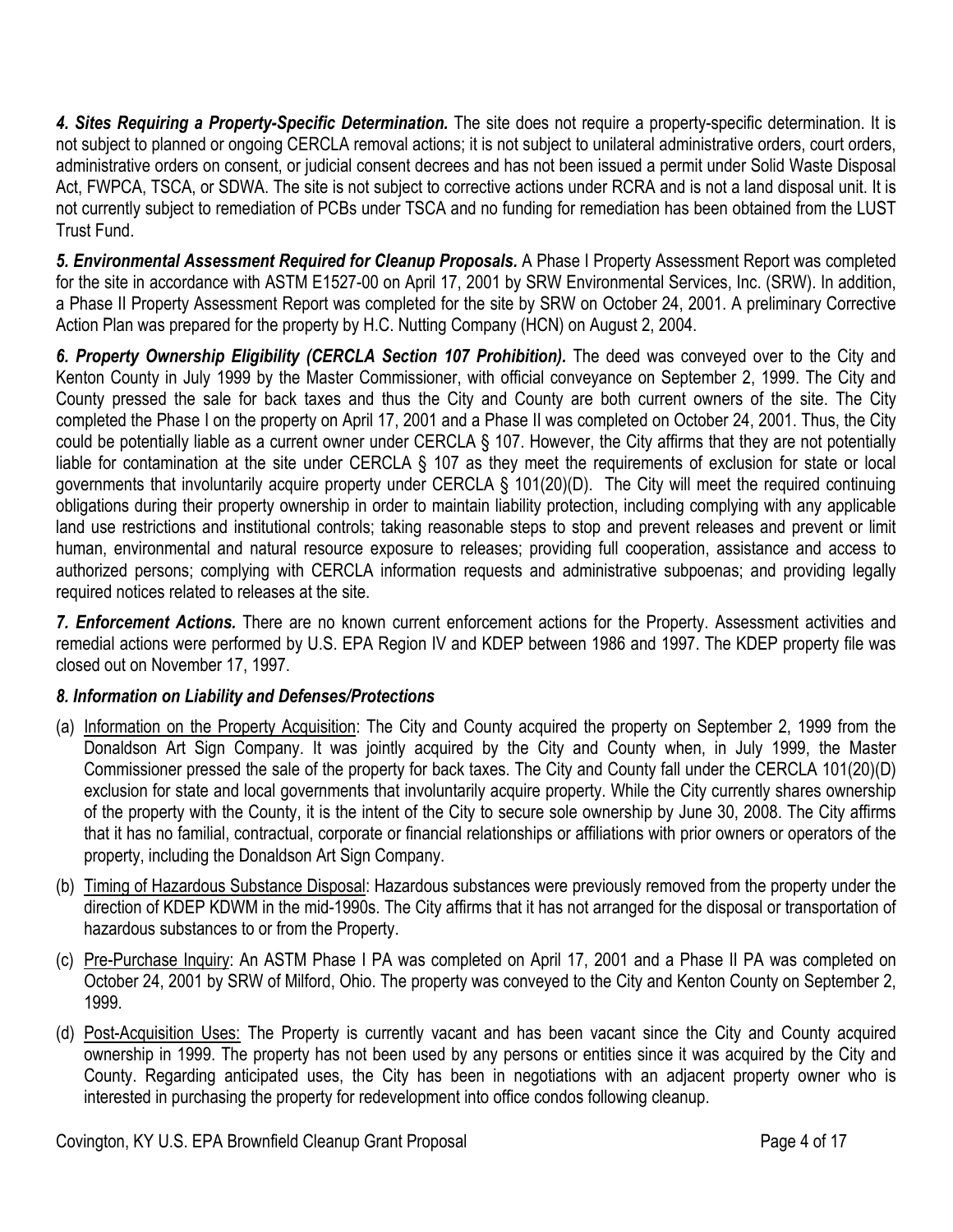***4. Sites Requiring a Property-Specific Determination.*** The site does not require a property-specific determination. It is not subject to planned or ongoing CERCLA removal actions; it is not subject to unilateral administrative orders, court orders, administrative orders on consent, or judicial consent decrees and has not been issued a permit under Solid Waste Disposal Act, FWPCA, TSCA, or SDWA. The site is not subject to corrective actions under RCRA and is not a land disposal unit. It is not currently subject to remediation of PCBs under TSCA and no funding for remediation has been obtained from the LUST Trust Fund.

***5. Environmental Assessment Required for Cleanup Proposals.*** A Phase I Property Assessment Report was completed for the site in accordance with ASTM E1527-00 on April 17, 2001 by SRW Environmental Services, Inc. (SRW). In addition, a Phase II Property Assessment Report was completed for the site by SRW on October 24, 2001. A preliminary Corrective Action Plan was prepared for the property by H.C. Nutting Company (HCN) on August 2, 2004.

***6. Property Ownership Eligibility (CERCLA Section 107 Prohibition).*** The deed was conveyed over to the City and Kenton County in July 1999 by the Master Commissioner, with official conveyance on September 2, 1999. The City and County pressed the sale for back taxes and thus the City and County are both current owners of the site. The City completed the Phase I on the property on April 17, 2001 and a Phase II was completed on October 24, 2001. Thus, the City could be potentially liable as a current owner under CERCLA § 107. However, the City affirms that they are not potentially liable for contamination at the site under CERCLA § 107 as they meet the requirements of exclusion for state or local governments that involuntarily acquire property under CERCLA § 101(20)(D). The City will meet the required continuing obligations during their property ownership in order to maintain liability protection, including complying with any applicable land use restrictions and institutional controls; taking reasonable steps to stop and prevent releases and prevent or limit human, environmental and natural resource exposure to releases; providing full cooperation, assistance and access to authorized persons; complying with CERCLA information requests and administrative subpoenas; and providing legally required notices related to releases at the site.

***7. Enforcement Actions.*** There are no known current enforcement actions for the Property. Assessment activities and remedial actions were performed by U.S. EPA Region IV and KDEP between 1986 and 1997. The KDEP property file was closed out on November 17, 1997.

***8. Information on Liability and Defenses/Protections***

(a) Information on the Property Acquisition: The City and County acquired the property on September 2, 1999 from the Donaldson Art Sign Company. It was jointly acquired by the City and County when, in July 1999, the Master Commissioner pressed the sale of the property for back taxes. The City and County fall under the CERCLA 101(20)(D) exclusion for state and local governments that involuntarily acquire property. While the City currently shares ownership of the property with the County, it is the intent of the City to secure sole ownership by June 30, 2008. The City affirms that it has no familial, contractual, corporate or financial relationships or affiliations with prior owners or operators of the property, including the Donaldson Art Sign Company.

(b) Timing of Hazardous Substance Disposal: Hazardous substances were previously removed from the property under the direction of KDEP KDWM in the mid-1990s. The City affirms that it has not arranged for the disposal or transportation of hazardous substances to or from the Property.

(c) Pre-Purchase Inquiry: An ASTM Phase I PA was completed on April 17, 2001 and a Phase II PA was completed on October 24, 2001 by SRW of Milford, Ohio. The property was conveyed to the City and Kenton County on September 2, 1999.

(d) Post-Acquisition Uses: The Property is currently vacant and has been vacant since the City and County acquired ownership in 1999. The property has not been used by any persons or entities since it was acquired by the City and County. Regarding anticipated uses, the City has been in negotiations with an adjacent property owner who is interested in purchasing the property for redevelopment into office condos following cleanup.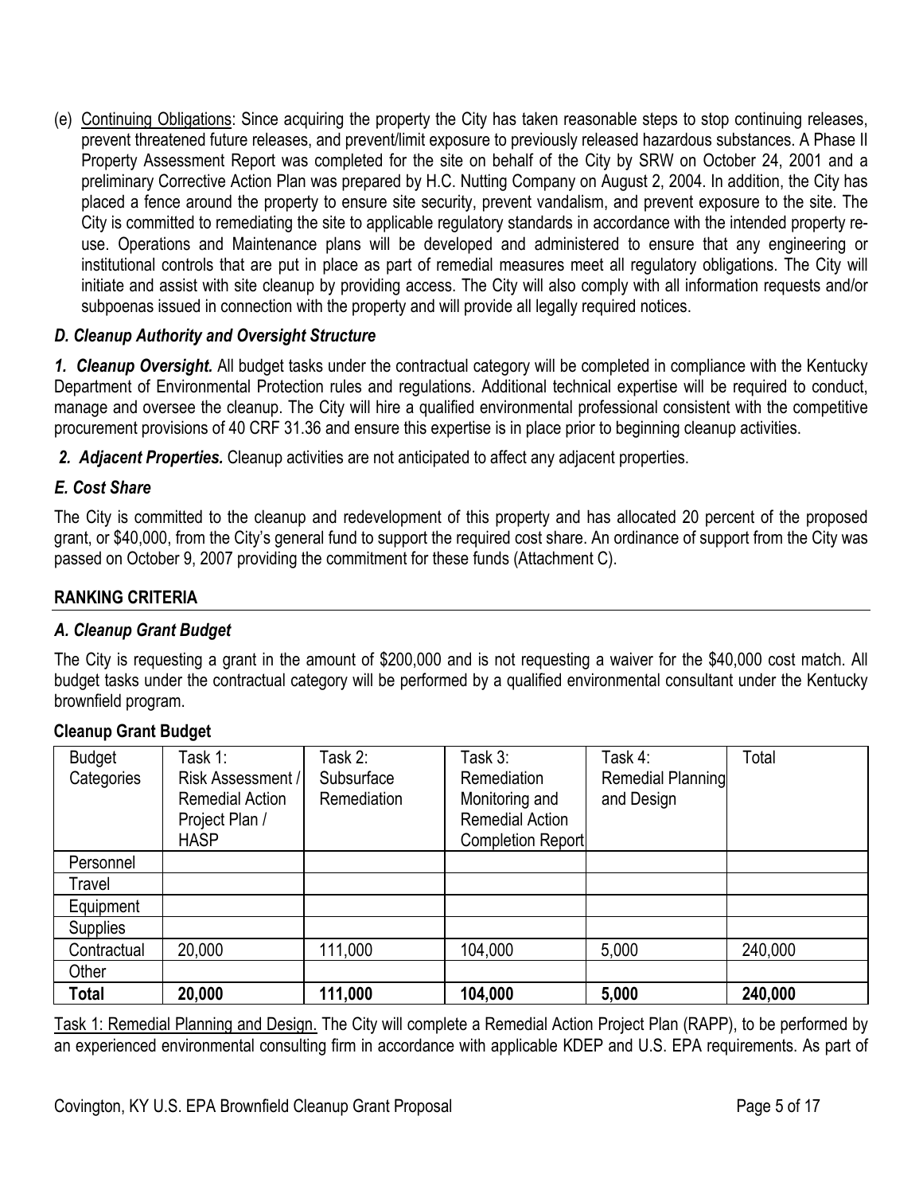(e) Continuing Obligations: Since acquiring the property the City has taken reasonable steps to stop continuing releases, prevent threatened future releases, and prevent/limit exposure to previously released hazardous substances. A Phase II Property Assessment Report was completed for the site on behalf of the City by SRW on October 24, 2001 and a preliminary Corrective Action Plan was prepared by H.C. Nutting Company on August 2, 2004. In addition, the City has placed a fence around the property to ensure site security, prevent vandalism, and prevent exposure to the site. The City is committed to remediating the site to applicable regulatory standards in accordance with the intended property re-use. Operations and Maintenance plans will be developed and administered to ensure that any engineering or institutional controls that are put in place as part of remedial measures meet all regulatory obligations. The City will initiate and assist with site cleanup by providing access. The City will also comply with all information requests and/or subpoenas issued in connection with the property and will provide all legally required notices.

### *D. Cleanup Authority and Oversight Structure*

***1. Cleanup Oversight.*** All budget tasks under the contractual category will be completed in compliance with the Kentucky Department of Environmental Protection rules and regulations. Additional technical expertise will be required to conduct, manage and oversee the cleanup. The City will hire a qualified environmental professional consistent with the competitive procurement provisions of 40 CRF 31.36 and ensure this expertise is in place prior to beginning cleanup activities.

***2. Adjacent Properties.*** Cleanup activities are not anticipated to affect any adjacent properties.

### *E. Cost Share*

The City is committed to the cleanup and redevelopment of this property and has allocated 20 percent of the proposed grant, or $40,000, from the City's general fund to support the required cost share. An ordinance of support from the City was passed on October 9, 2007 providing the commitment for these funds (Attachment C).

## RANKING CRITERIA

### *A. Cleanup Grant Budget*

The City is requesting a grant in the amount of $200,000 and is not requesting a waiver for the $40,000 cost match. All budget tasks under the contractual category will be performed by a qualified environmental consultant under the Kentucky brownfield program.

**Cleanup Grant Budget**

| Budget Categories | Task 1: Risk Assessment / Remedial Action Project Plan / HASP | Task 2: Subsurface Remediation | Task 3: Remediation Monitoring and Remedial Action Completion Report | Task 4: Remedial Planning and Design | Total |
|---|---|---|---|---|---|
| Personnel | | | | | |
| Travel | | | | | |
| Equipment | | | | | |
| Supplies | | | | | |
| Contractual | 20,000 | 111,000 | 104,000 | 5,000 | 240,000 |
| Other | | | | | |
| **Total** | **20,000** | **111,000** | **104,000** | **5,000** | **240,000** |

Task 1: Remedial Planning and Design. The City will complete a Remedial Action Project Plan (RAPP), to be performed by an experienced environmental consulting firm in accordance with applicable KDEP and U.S. EPA requirements. As part of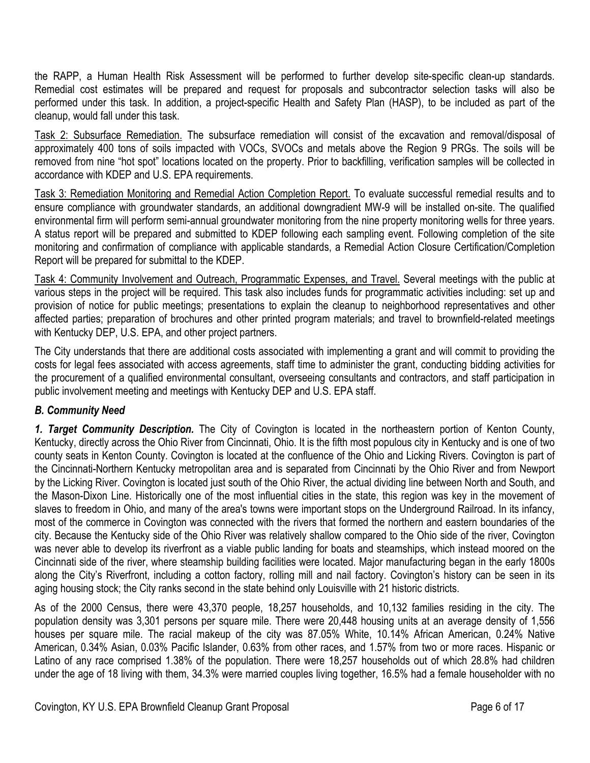the RAPP, a Human Health Risk Assessment will be performed to further develop site-specific clean-up standards. Remedial cost estimates will be prepared and request for proposals and subcontractor selection tasks will also be performed under this task. In addition, a project-specific Health and Safety Plan (HASP), to be included as part of the cleanup, would fall under this task.

Task 2: Subsurface Remediation. The subsurface remediation will consist of the excavation and removal/disposal of approximately 400 tons of soils impacted with VOCs, SVOCs and metals above the Region 9 PRGs. The soils will be removed from nine "hot spot" locations located on the property. Prior to backfilling, verification samples will be collected in accordance with KDEP and U.S. EPA requirements.

Task 3: Remediation Monitoring and Remedial Action Completion Report. To evaluate successful remedial results and to ensure compliance with groundwater standards, an additional downgradient MW-9 will be installed on-site. The qualified environmental firm will perform semi-annual groundwater monitoring from the nine property monitoring wells for three years. A status report will be prepared and submitted to KDEP following each sampling event. Following completion of the site monitoring and confirmation of compliance with applicable standards, a Remedial Action Closure Certification/Completion Report will be prepared for submittal to the KDEP.

Task 4: Community Involvement and Outreach, Programmatic Expenses, and Travel. Several meetings with the public at various steps in the project will be required. This task also includes funds for programmatic activities including: set up and provision of notice for public meetings; presentations to explain the cleanup to neighborhood representatives and other affected parties; preparation of brochures and other printed program materials; and travel to brownfield-related meetings with Kentucky DEP, U.S. EPA, and other project partners.

The City understands that there are additional costs associated with implementing a grant and will commit to providing the costs for legal fees associated with access agreements, staff time to administer the grant, conducting bidding activities for the procurement of a qualified environmental consultant, overseeing consultants and contractors, and staff participation in public involvement meeting and meetings with Kentucky DEP and U.S. EPA staff.

### *B. Community Need*

***1. Target Community Description.*** The City of Covington is located in the northeastern portion of Kenton County, Kentucky, directly across the Ohio River from Cincinnati, Ohio. It is the fifth most populous city in Kentucky and is one of two county seats in Kenton County. Covington is located at the confluence of the Ohio and Licking Rivers. Covington is part of the Cincinnati-Northern Kentucky metropolitan area and is separated from Cincinnati by the Ohio River and from Newport by the Licking River. Covington is located just south of the Ohio River, the actual dividing line between North and South, and the Mason-Dixon Line. Historically one of the most influential cities in the state, this region was key in the movement of slaves to freedom in Ohio, and many of the area's towns were important stops on the Underground Railroad. In its infancy, most of the commerce in Covington was connected with the rivers that formed the northern and eastern boundaries of the city. Because the Kentucky side of the Ohio River was relatively shallow compared to the Ohio side of the river, Covington was never able to develop its riverfront as a viable public landing for boats and steamships, which instead moored on the Cincinnati side of the river, where steamship building facilities were located. Major manufacturing began in the early 1800s along the City's Riverfront, including a cotton factory, rolling mill and nail factory. Covington's history can be seen in its aging housing stock; the City ranks second in the state behind only Louisville with 21 historic districts.

As of the 2000 Census, there were 43,370 people, 18,257 households, and 10,132 families residing in the city. The population density was 3,301 persons per square mile. There were 20,448 housing units at an average density of 1,556 houses per square mile. The racial makeup of the city was 87.05% White, 10.14% African American, 0.24% Native American, 0.34% Asian, 0.03% Pacific Islander, 0.63% from other races, and 1.57% from two or more races. Hispanic or Latino of any race comprised 1.38% of the population. There were 18,257 households out of which 28.8% had children under the age of 18 living with them, 34.3% were married couples living together, 16.5% had a female householder with no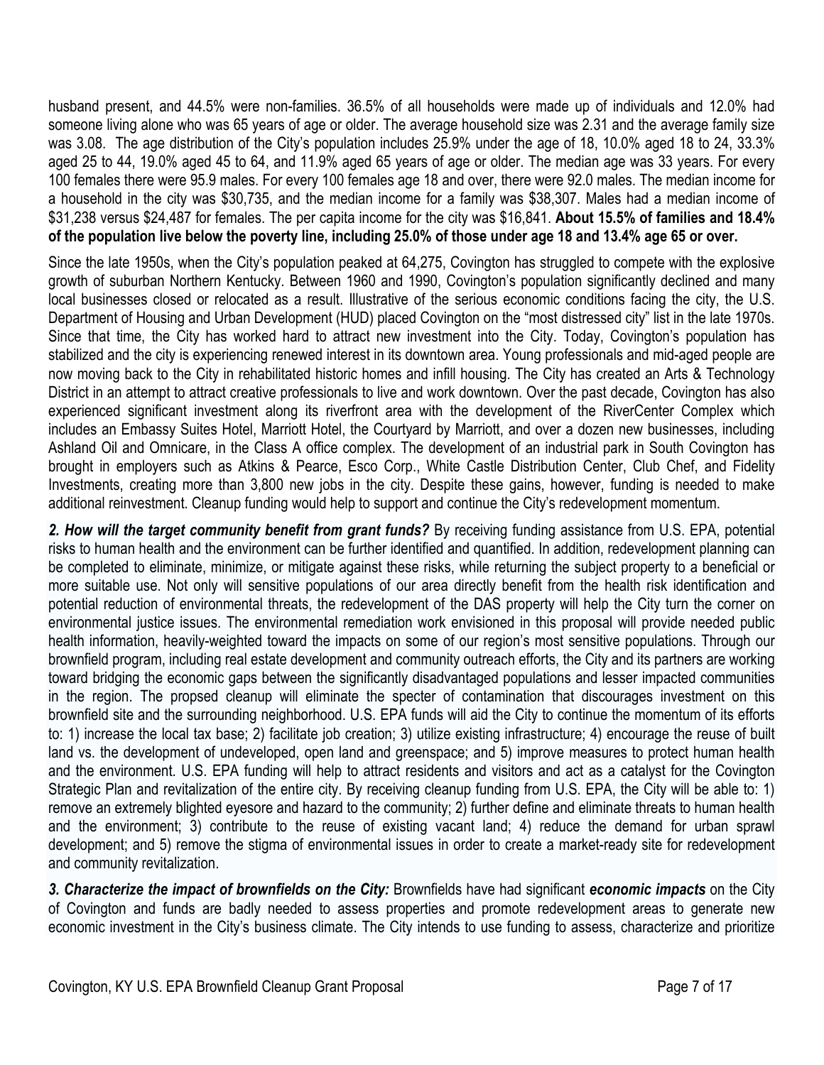husband present, and 44.5% were non-families. 36.5% of all households were made up of individuals and 12.0% had someone living alone who was 65 years of age or older. The average household size was 2.31 and the average family size was 3.08. The age distribution of the City's population includes 25.9% under the age of 18, 10.0% aged 18 to 24, 33.3% aged 25 to 44, 19.0% aged 45 to 64, and 11.9% aged 65 years of age or older. The median age was 33 years. For every 100 females there were 95.9 males. For every 100 females age 18 and over, there were 92.0 males. The median income for a household in the city was $30,735, and the median income for a family was $38,307. Males had a median income of $31,238 versus $24,487 for females. The per capita income for the city was $16,841. **About 15.5% of families and 18.4% of the population live below the poverty line, including 25.0% of those under age 18 and 13.4% age 65 or over.**

Since the late 1950s, when the City's population peaked at 64,275, Covington has struggled to compete with the explosive growth of suburban Northern Kentucky. Between 1960 and 1990, Covington's population significantly declined and many local businesses closed or relocated as a result. Illustrative of the serious economic conditions facing the city, the U.S. Department of Housing and Urban Development (HUD) placed Covington on the "most distressed city" list in the late 1970s. Since that time, the City has worked hard to attract new investment into the City. Today, Covington's population has stabilized and the city is experiencing renewed interest in its downtown area. Young professionals and mid-aged people are now moving back to the City in rehabilitated historic homes and infill housing. The City has created an Arts & Technology District in an attempt to attract creative professionals to live and work downtown. Over the past decade, Covington has also experienced significant investment along its riverfront area with the development of the RiverCenter Complex which includes an Embassy Suites Hotel, Marriott Hotel, the Courtyard by Marriott, and over a dozen new businesses, including Ashland Oil and Omnicare, in the Class A office complex. The development of an industrial park in South Covington has brought in employers such as Atkins & Pearce, Esco Corp., White Castle Distribution Center, Club Chef, and Fidelity Investments, creating more than 3,800 new jobs in the city. Despite these gains, however, funding is needed to make additional reinvestment. Cleanup funding would help to support and continue the City's redevelopment momentum.

***2. How will the target community benefit from grant funds?*** By receiving funding assistance from U.S. EPA, potential risks to human health and the environment can be further identified and quantified. In addition, redevelopment planning can be completed to eliminate, minimize, or mitigate against these risks, while returning the subject property to a beneficial or more suitable use. Not only will sensitive populations of our area directly benefit from the health risk identification and potential reduction of environmental threats, the redevelopment of the DAS property will help the City turn the corner on environmental justice issues. The environmental remediation work envisioned in this proposal will provide needed public health information, heavily-weighted toward the impacts on some of our region's most sensitive populations. Through our brownfield program, including real estate development and community outreach efforts, the City and its partners are working toward bridging the economic gaps between the significantly disadvantaged populations and lesser impacted communities in the region. The propsed cleanup will eliminate the specter of contamination that discourages investment on this brownfield site and the surrounding neighborhood. U.S. EPA funds will aid the City to continue the momentum of its efforts to: 1) increase the local tax base; 2) facilitate job creation; 3) utilize existing infrastructure; 4) encourage the reuse of built land vs. the development of undeveloped, open land and greenspace; and 5) improve measures to protect human health and the environment. U.S. EPA funding will help to attract residents and visitors and act as a catalyst for the Covington Strategic Plan and revitalization of the entire city. By receiving cleanup funding from U.S. EPA, the City will be able to: 1) remove an extremely blighted eyesore and hazard to the community; 2) further define and eliminate threats to human health and the environment; 3) contribute to the reuse of existing vacant land; 4) reduce the demand for urban sprawl development; and 5) remove the stigma of environmental issues in order to create a market-ready site for redevelopment and community revitalization.

***3. Characterize the impact of brownfields on the City:*** Brownfields have had significant ***economic impacts*** on the City of Covington and funds are badly needed to assess properties and promote redevelopment areas to generate new economic investment in the City's business climate. The City intends to use funding to assess, characterize and prioritize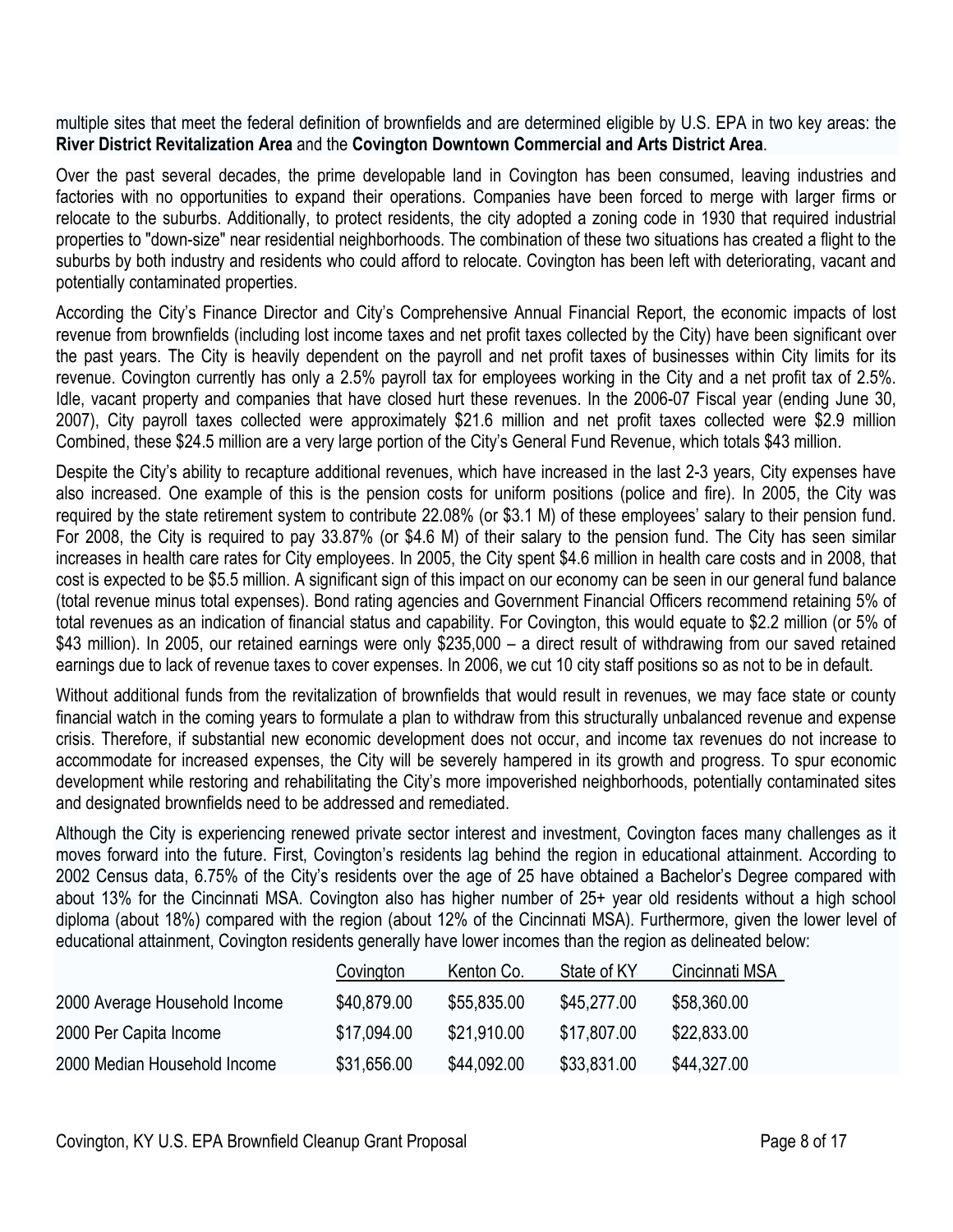multiple sites that meet the federal definition of brownfields and are determined eligible by U.S. EPA in two key areas: the **River District Revitalization Area** and the **Covington Downtown Commercial and Arts District Area**.

Over the past several decades, the prime developable land in Covington has been consumed, leaving industries and factories with no opportunities to expand their operations. Companies have been forced to merge with larger firms or relocate to the suburbs. Additionally, to protect residents, the city adopted a zoning code in 1930 that required industrial properties to "down-size" near residential neighborhoods. The combination of these two situations has created a flight to the suburbs by both industry and residents who could afford to relocate. Covington has been left with deteriorating, vacant and potentially contaminated properties.

According the City's Finance Director and City's Comprehensive Annual Financial Report, the economic impacts of lost revenue from brownfields (including lost income taxes and net profit taxes collected by the City) have been significant over the past years. The City is heavily dependent on the payroll and net profit taxes of businesses within City limits for its revenue. Covington currently has only a 2.5% payroll tax for employees working in the City and a net profit tax of 2.5%. Idle, vacant property and companies that have closed hurt these revenues. In the 2006-07 Fiscal year (ending June 30, 2007), City payroll taxes collected were approximately $21.6 million and net profit taxes collected were $2.9 million Combined, these $24.5 million are a very large portion of the City's General Fund Revenue, which totals $43 million.

Despite the City's ability to recapture additional revenues, which have increased in the last 2-3 years, City expenses have also increased. One example of this is the pension costs for uniform positions (police and fire). In 2005, the City was required by the state retirement system to contribute 22.08% (or $3.1 M) of these employees' salary to their pension fund. For 2008, the City is required to pay 33.87% (or $4.6 M) of their salary to the pension fund. The City has seen similar increases in health care rates for City employees. In 2005, the City spent $4.6 million in health care costs and in 2008, that cost is expected to be $5.5 million. A significant sign of this impact on our economy can be seen in our general fund balance (total revenue minus total expenses). Bond rating agencies and Government Financial Officers recommend retaining 5% of total revenues as an indication of financial status and capability. For Covington, this would equate to $2.2 million (or 5% of $43 million). In 2005, our retained earnings were only $235,000 – a direct result of withdrawing from our saved retained earnings due to lack of revenue taxes to cover expenses. In 2006, we cut 10 city staff positions so as not to be in default.

Without additional funds from the revitalization of brownfields that would result in revenues, we may face state or county financial watch in the coming years to formulate a plan to withdraw from this structurally unbalanced revenue and expense crisis. Therefore, if substantial new economic development does not occur, and income tax revenues do not increase to accommodate for increased expenses, the City will be severely hampered in its growth and progress. To spur economic development while restoring and rehabilitating the City's more impoverished neighborhoods, potentially contaminated sites and designated brownfields need to be addressed and remediated.

Although the City is experiencing renewed private sector interest and investment, Covington faces many challenges as it moves forward into the future. First, Covington's residents lag behind the region in educational attainment. According to 2002 Census data, 6.75% of the City's residents over the age of 25 have obtained a Bachelor's Degree compared with about 13% for the Cincinnati MSA. Covington also has higher number of 25+ year old residents without a high school diploma (about 18%) compared with the region (about 12% of the Cincinnati MSA). Furthermore, given the lower level of educational attainment, Covington residents generally have lower incomes than the region as delineated below:

| | Covington | Kenton Co. | State of KY | Cincinnati MSA |
|---|---|---|---|---|
| 2000 Average Household Income | $40,879.00 | $55,835.00 | $45,277.00 | $58,360.00 |
| 2000 Per Capita Income | $17,094.00 | $21,910.00 | $17,807.00 | $22,833.00 |
| 2000 Median Household Income | $31,656.00 | $44,092.00 | $33,831.00 | $44,327.00 |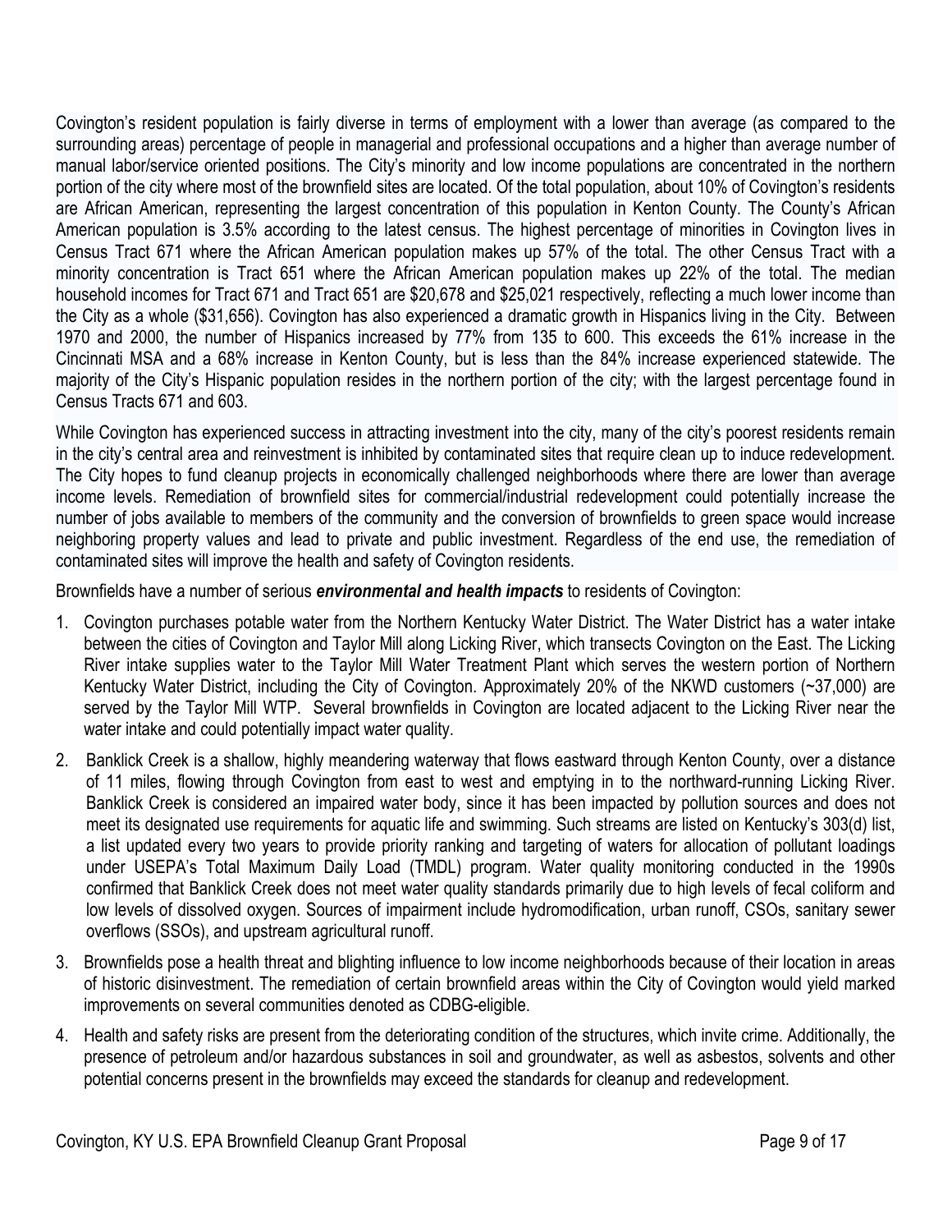Covington's resident population is fairly diverse in terms of employment with a lower than average (as compared to the surrounding areas) percentage of people in managerial and professional occupations and a higher than average number of manual labor/service oriented positions. The City's minority and low income populations are concentrated in the northern portion of the city where most of the brownfield sites are located. Of the total population, about 10% of Covington's residents are African American, representing the largest concentration of this population in Kenton County. The County's African American population is 3.5% according to the latest census. The highest percentage of minorities in Covington lives in Census Tract 671 where the African American population makes up 57% of the total. The other Census Tract with a minority concentration is Tract 651 where the African American population makes up 22% of the total. The median household incomes for Tract 671 and Tract 651 are $20,678 and $25,021 respectively, reflecting a much lower income than the City as a whole ($31,656). Covington has also experienced a dramatic growth in Hispanics living in the City. Between 1970 and 2000, the number of Hispanics increased by 77% from 135 to 600. This exceeds the 61% increase in the Cincinnati MSA and a 68% increase in Kenton County, but is less than the 84% increase experienced statewide. The majority of the City's Hispanic population resides in the northern portion of the city; with the largest percentage found in Census Tracts 671 and 603.

While Covington has experienced success in attracting investment into the city, many of the city's poorest residents remain in the city's central area and reinvestment is inhibited by contaminated sites that require clean up to induce redevelopment. The City hopes to fund cleanup projects in economically challenged neighborhoods where there are lower than average income levels. Remediation of brownfield sites for commercial/industrial redevelopment could potentially increase the number of jobs available to members of the community and the conversion of brownfields to green space would increase neighboring property values and lead to private and public investment. Regardless of the end use, the remediation of contaminated sites will improve the health and safety of Covington residents.

Brownfields have a number of serious ***environmental and health impacts*** to residents of Covington:

1. Covington purchases potable water from the Northern Kentucky Water District. The Water District has a water intake between the cities of Covington and Taylor Mill along Licking River, which transects Covington on the East. The Licking River intake supplies water to the Taylor Mill Water Treatment Plant which serves the western portion of Northern Kentucky Water District, including the City of Covington. Approximately 20% of the NKWD customers (~37,000) are served by the Taylor Mill WTP. Several brownfields in Covington are located adjacent to the Licking River near the water intake and could potentially impact water quality.
2. Banklick Creek is a shallow, highly meandering waterway that flows eastward through Kenton County, over a distance of 11 miles, flowing through Covington from east to west and emptying in to the northward-running Licking River. Banklick Creek is considered an impaired water body, since it has been impacted by pollution sources and does not meet its designated use requirements for aquatic life and swimming. Such streams are listed on Kentucky's 303(d) list, a list updated every two years to provide priority ranking and targeting of waters for allocation of pollutant loadings under USEPA's Total Maximum Daily Load (TMDL) program. Water quality monitoring conducted in the 1990s confirmed that Banklick Creek does not meet water quality standards primarily due to high levels of fecal coliform and low levels of dissolved oxygen. Sources of impairment include hydromodification, urban runoff, CSOs, sanitary sewer overflows (SSOs), and upstream agricultural runoff.
3. Brownfields pose a health threat and blighting influence to low income neighborhoods because of their location in areas of historic disinvestment. The remediation of certain brownfield areas within the City of Covington would yield marked improvements on several communities denoted as CDBG-eligible.
4. Health and safety risks are present from the deteriorating condition of the structures, which invite crime. Additionally, the presence of petroleum and/or hazardous substances in soil and groundwater, as well as asbestos, solvents and other potential concerns present in the brownfields may exceed the standards for cleanup and redevelopment.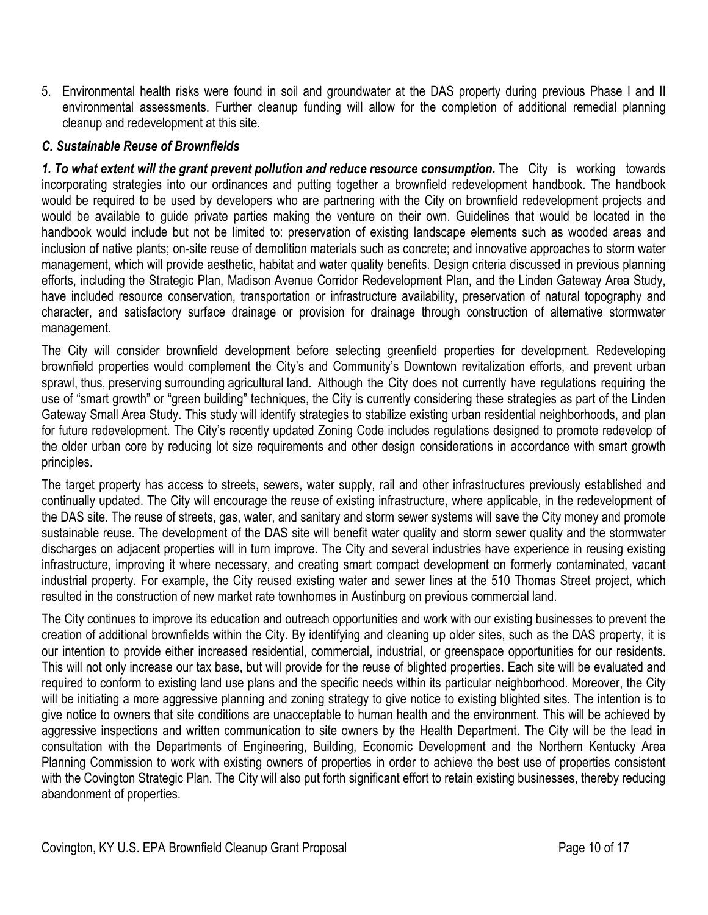5. Environmental health risks were found in soil and groundwater at the DAS property during previous Phase I and II environmental assessments. Further cleanup funding will allow for the completion of additional remedial planning cleanup and redevelopment at this site.

### *C. Sustainable Reuse of Brownfields*

***1. To what extent will the grant prevent pollution and reduce resource consumption.*** The City is working towards incorporating strategies into our ordinances and putting together a brownfield redevelopment handbook. The handbook would be required to be used by developers who are partnering with the City on brownfield redevelopment projects and would be available to guide private parties making the venture on their own. Guidelines that would be located in the handbook would include but not be limited to: preservation of existing landscape elements such as wooded areas and inclusion of native plants; on-site reuse of demolition materials such as concrete; and innovative approaches to storm water management, which will provide aesthetic, habitat and water quality benefits. Design criteria discussed in previous planning efforts, including the Strategic Plan, Madison Avenue Corridor Redevelopment Plan, and the Linden Gateway Area Study, have included resource conservation, transportation or infrastructure availability, preservation of natural topography and character, and satisfactory surface drainage or provision for drainage through construction of alternative stormwater management.

The City will consider brownfield development before selecting greenfield properties for development. Redeveloping brownfield properties would complement the City's and Community's Downtown revitalization efforts, and prevent urban sprawl, thus, preserving surrounding agricultural land. Although the City does not currently have regulations requiring the use of "smart growth" or "green building" techniques, the City is currently considering these strategies as part of the Linden Gateway Small Area Study. This study will identify strategies to stabilize existing urban residential neighborhoods, and plan for future redevelopment. The City's recently updated Zoning Code includes regulations designed to promote redevelop of the older urban core by reducing lot size requirements and other design considerations in accordance with smart growth principles.

The target property has access to streets, sewers, water supply, rail and other infrastructures previously established and continually updated. The City will encourage the reuse of existing infrastructure, where applicable, in the redevelopment of the DAS site. The reuse of streets, gas, water, and sanitary and storm sewer systems will save the City money and promote sustainable reuse. The development of the DAS site will benefit water quality and storm sewer quality and the stormwater discharges on adjacent properties will in turn improve. The City and several industries have experience in reusing existing infrastructure, improving it where necessary, and creating smart compact development on formerly contaminated, vacant industrial property. For example, the City reused existing water and sewer lines at the 510 Thomas Street project, which resulted in the construction of new market rate townhomes in Austinburg on previous commercial land.

The City continues to improve its education and outreach opportunities and work with our existing businesses to prevent the creation of additional brownfields within the City. By identifying and cleaning up older sites, such as the DAS property, it is our intention to provide either increased residential, commercial, industrial, or greenspace opportunities for our residents. This will not only increase our tax base, but will provide for the reuse of blighted properties. Each site will be evaluated and required to conform to existing land use plans and the specific needs within its particular neighborhood. Moreover, the City will be initiating a more aggressive planning and zoning strategy to give notice to existing blighted sites. The intention is to give notice to owners that site conditions are unacceptable to human health and the environment. This will be achieved by aggressive inspections and written communication to site owners by the Health Department. The City will be the lead in consultation with the Departments of Engineering, Building, Economic Development and the Northern Kentucky Area Planning Commission to work with existing owners of properties in order to achieve the best use of properties consistent with the Covington Strategic Plan. The City will also put forth significant effort to retain existing businesses, thereby reducing abandonment of properties.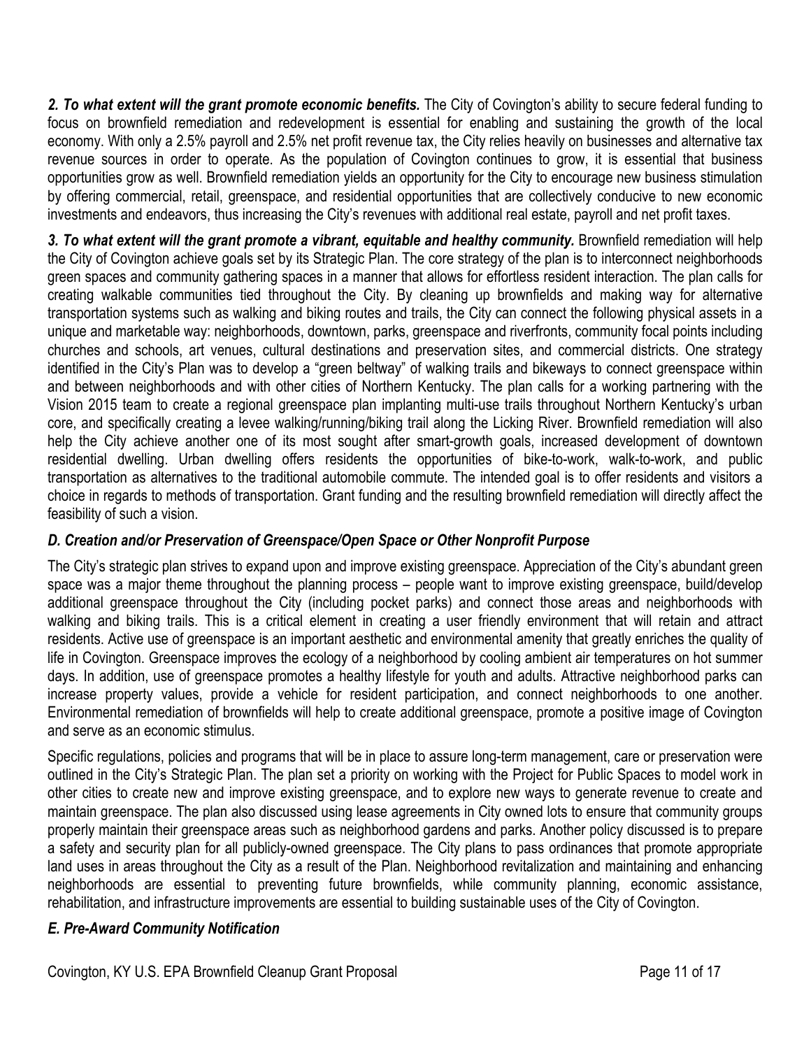***2. To what extent will the grant promote economic benefits.*** The City of Covington's ability to secure federal funding to focus on brownfield remediation and redevelopment is essential for enabling and sustaining the growth of the local economy. With only a 2.5% payroll and 2.5% net profit revenue tax, the City relies heavily on businesses and alternative tax revenue sources in order to operate. As the population of Covington continues to grow, it is essential that business opportunities grow as well. Brownfield remediation yields an opportunity for the City to encourage new business stimulation by offering commercial, retail, greenspace, and residential opportunities that are collectively conducive to new economic investments and endeavors, thus increasing the City's revenues with additional real estate, payroll and net profit taxes.

***3. To what extent will the grant promote a vibrant, equitable and healthy community.*** Brownfield remediation will help the City of Covington achieve goals set by its Strategic Plan. The core strategy of the plan is to interconnect neighborhoods green spaces and community gathering spaces in a manner that allows for effortless resident interaction. The plan calls for creating walkable communities tied throughout the City. By cleaning up brownfields and making way for alternative transportation systems such as walking and biking routes and trails, the City can connect the following physical assets in a unique and marketable way: neighborhoods, downtown, parks, greenspace and riverfronts, community focal points including churches and schools, art venues, cultural destinations and preservation sites, and commercial districts. One strategy identified in the City's Plan was to develop a "green beltway" of walking trails and bikeways to connect greenspace within and between neighborhoods and with other cities of Northern Kentucky. The plan calls for a working partnering with the Vision 2015 team to create a regional greenspace plan implanting multi-use trails throughout Northern Kentucky's urban core, and specifically creating a levee walking/running/biking trail along the Licking River. Brownfield remediation will also help the City achieve another one of its most sought after smart-growth goals, increased development of downtown residential dwelling. Urban dwelling offers residents the opportunities of bike-to-work, walk-to-work, and public transportation as alternatives to the traditional automobile commute. The intended goal is to offer residents and visitors a choice in regards to methods of transportation. Grant funding and the resulting brownfield remediation will directly affect the feasibility of such a vision.

### *D. Creation and/or Preservation of Greenspace/Open Space or Other Nonprofit Purpose*

The City's strategic plan strives to expand upon and improve existing greenspace. Appreciation of the City's abundant green space was a major theme throughout the planning process – people want to improve existing greenspace, build/develop additional greenspace throughout the City (including pocket parks) and connect those areas and neighborhoods with walking and biking trails. This is a critical element in creating a user friendly environment that will retain and attract residents. Active use of greenspace is an important aesthetic and environmental amenity that greatly enriches the quality of life in Covington. Greenspace improves the ecology of a neighborhood by cooling ambient air temperatures on hot summer days. In addition, use of greenspace promotes a healthy lifestyle for youth and adults. Attractive neighborhood parks can increase property values, provide a vehicle for resident participation, and connect neighborhoods to one another. Environmental remediation of brownfields will help to create additional greenspace, promote a positive image of Covington and serve as an economic stimulus.

Specific regulations, policies and programs that will be in place to assure long-term management, care or preservation were outlined in the City's Strategic Plan. The plan set a priority on working with the Project for Public Spaces to model work in other cities to create new and improve existing greenspace, and to explore new ways to generate revenue to create and maintain greenspace. The plan also discussed using lease agreements in City owned lots to ensure that community groups properly maintain their greenspace areas such as neighborhood gardens and parks. Another policy discussed is to prepare a safety and security plan for all publicly-owned greenspace. The City plans to pass ordinances that promote appropriate land uses in areas throughout the City as a result of the Plan. Neighborhood revitalization and maintaining and enhancing neighborhoods are essential to preventing future brownfields, while community planning, economic assistance, rehabilitation, and infrastructure improvements are essential to building sustainable uses of the City of Covington.

### *E. Pre-Award Community Notification*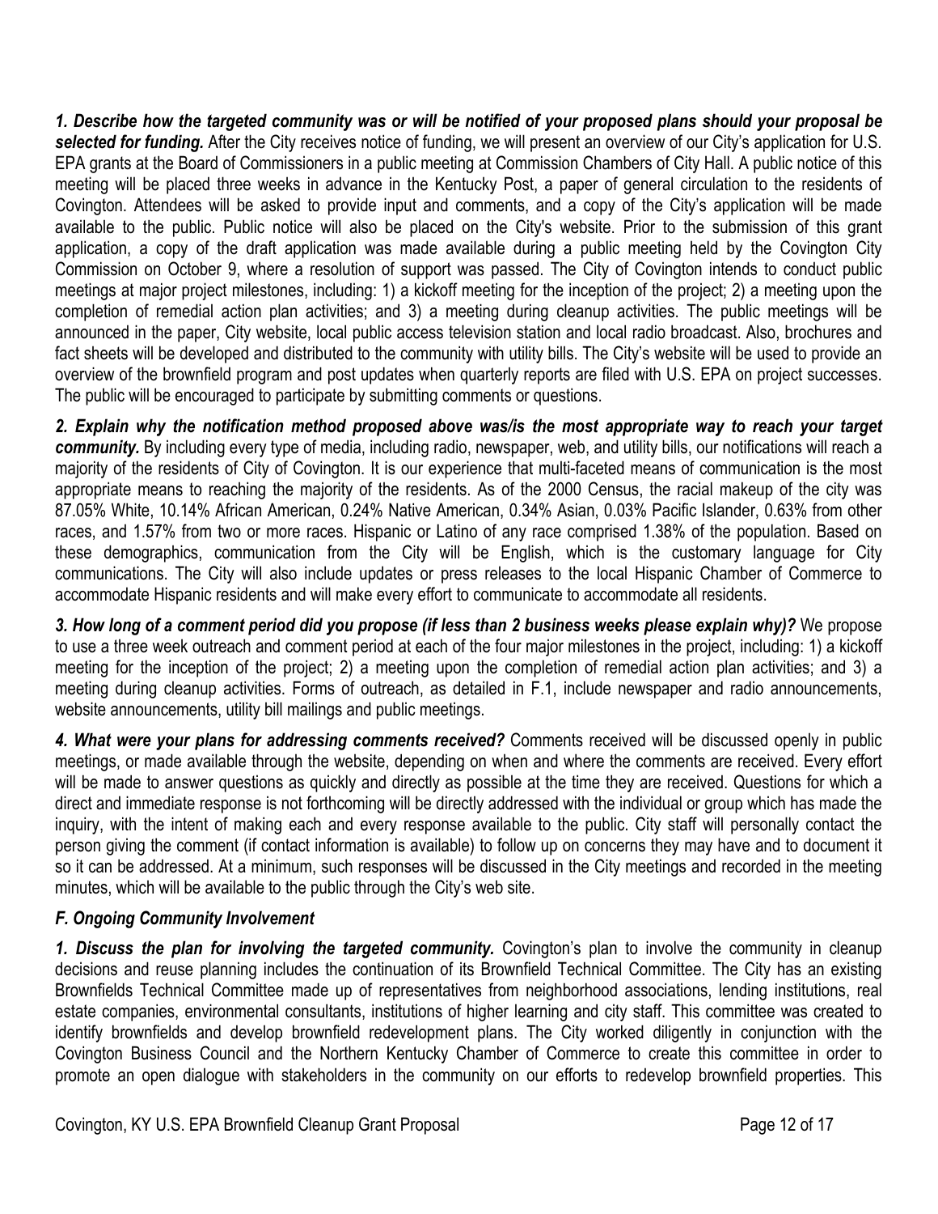***1. Describe how the targeted community was or will be notified of your proposed plans should your proposal be selected for funding.*** After the City receives notice of funding, we will present an overview of our City's application for U.S. EPA grants at the Board of Commissioners in a public meeting at Commission Chambers of City Hall. A public notice of this meeting will be placed three weeks in advance in the Kentucky Post, a paper of general circulation to the residents of Covington. Attendees will be asked to provide input and comments, and a copy of the City's application will be made available to the public. Public notice will also be placed on the City's website. Prior to the submission of this grant application, a copy of the draft application was made available during a public meeting held by the Covington City Commission on October 9, where a resolution of support was passed. The City of Covington intends to conduct public meetings at major project milestones, including: 1) a kickoff meeting for the inception of the project; 2) a meeting upon the completion of remedial action plan activities; and 3) a meeting during cleanup activities. The public meetings will be announced in the paper, City website, local public access television station and local radio broadcast. Also, brochures and fact sheets will be developed and distributed to the community with utility bills. The City's website will be used to provide an overview of the brownfield program and post updates when quarterly reports are filed with U.S. EPA on project successes. The public will be encouraged to participate by submitting comments or questions.

***2. Explain why the notification method proposed above was/is the most appropriate way to reach your target community.*** By including every type of media, including radio, newspaper, web, and utility bills, our notifications will reach a majority of the residents of City of Covington. It is our experience that multi-faceted means of communication is the most appropriate means to reaching the majority of the residents. As of the 2000 Census, the racial makeup of the city was 87.05% White, 10.14% African American, 0.24% Native American, 0.34% Asian, 0.03% Pacific Islander, 0.63% from other races, and 1.57% from two or more races. Hispanic or Latino of any race comprised 1.38% of the population. Based on these demographics, communication from the City will be English, which is the customary language for City communications. The City will also include updates or press releases to the local Hispanic Chamber of Commerce to accommodate Hispanic residents and will make every effort to communicate to accommodate all residents.

***3. How long of a comment period did you propose (if less than 2 business weeks please explain why)?*** We propose to use a three week outreach and comment period at each of the four major milestones in the project, including: 1) a kickoff meeting for the inception of the project; 2) a meeting upon the completion of remedial action plan activities; and 3) a meeting during cleanup activities. Forms of outreach, as detailed in F.1, include newspaper and radio announcements, website announcements, utility bill mailings and public meetings.

***4. What were your plans for addressing comments received?*** Comments received will be discussed openly in public meetings, or made available through the website, depending on when and where the comments are received. Every effort will be made to answer questions as quickly and directly as possible at the time they are received. Questions for which a direct and immediate response is not forthcoming will be directly addressed with the individual or group which has made the inquiry, with the intent of making each and every response available to the public. City staff will personally contact the person giving the comment (if contact information is available) to follow up on concerns they may have and to document it so it can be addressed. At a minimum, such responses will be discussed in the City meetings and recorded in the meeting minutes, which will be available to the public through the City's web site.

### *F. Ongoing Community Involvement*

***1. Discuss the plan for involving the targeted community.*** Covington's plan to involve the community in cleanup decisions and reuse planning includes the continuation of its Brownfield Technical Committee. The City has an existing Brownfields Technical Committee made up of representatives from neighborhood associations, lending institutions, real estate companies, environmental consultants, institutions of higher learning and city staff. This committee was created to identify brownfields and develop brownfield redevelopment plans. The City worked diligently in conjunction with the Covington Business Council and the Northern Kentucky Chamber of Commerce to create this committee in order to promote an open dialogue with stakeholders in the community on our efforts to redevelop brownfield properties. This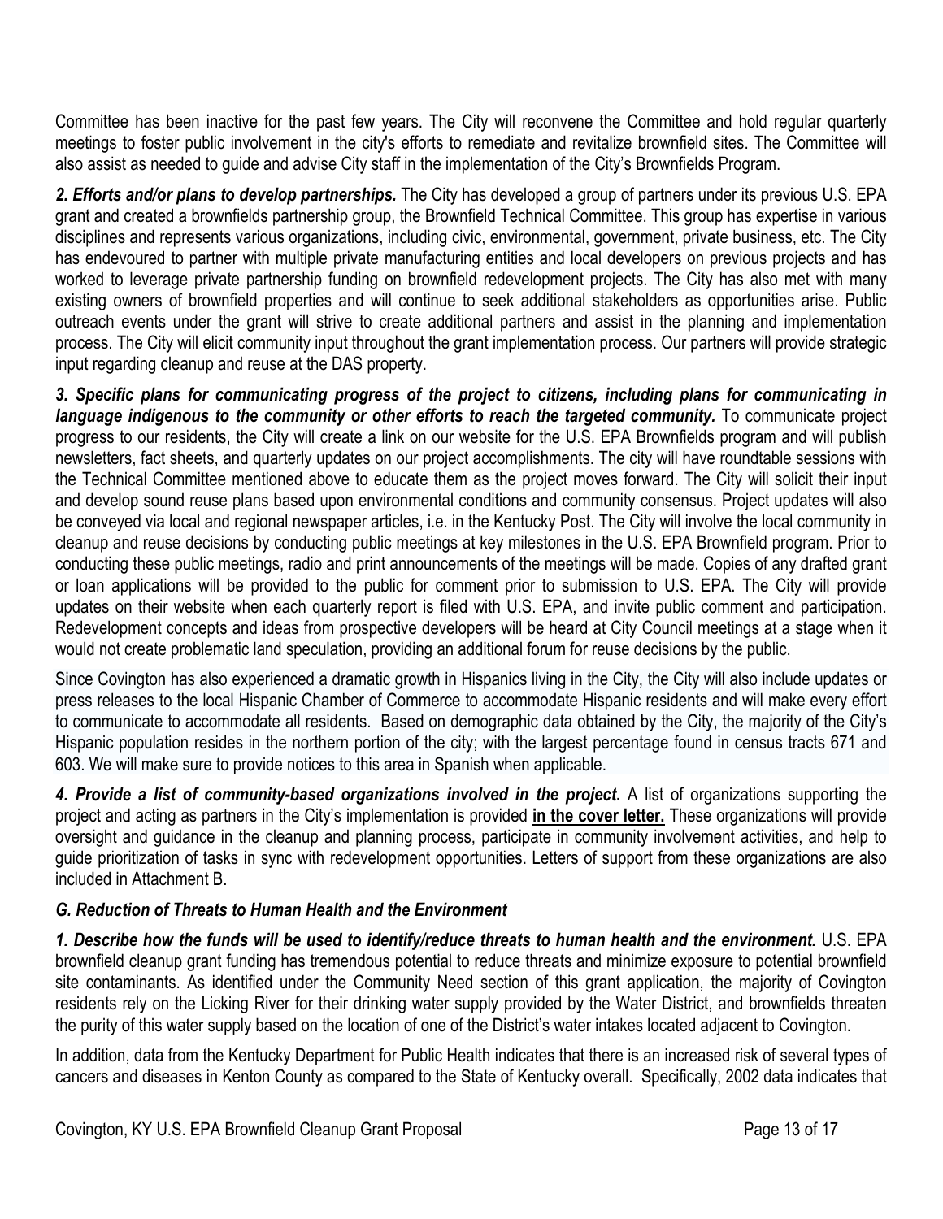Committee has been inactive for the past few years. The City will reconvene the Committee and hold regular quarterly meetings to foster public involvement in the city's efforts to remediate and revitalize brownfield sites. The Committee will also assist as needed to guide and advise City staff in the implementation of the City's Brownfields Program.

***2. Efforts and/or plans to develop partnerships.*** The City has developed a group of partners under its previous U.S. EPA grant and created a brownfields partnership group, the Brownfield Technical Committee. This group has expertise in various disciplines and represents various organizations, including civic, environmental, government, private business, etc. The City has endevoured to partner with multiple private manufacturing entities and local developers on previous projects and has worked to leverage private partnership funding on brownfield redevelopment projects. The City has also met with many existing owners of brownfield properties and will continue to seek additional stakeholders as opportunities arise. Public outreach events under the grant will strive to create additional partners and assist in the planning and implementation process. The City will elicit community input throughout the grant implementation process. Our partners will provide strategic input regarding cleanup and reuse at the DAS property.

***3. Specific plans for communicating progress of the project to citizens, including plans for communicating in language indigenous to the community or other efforts to reach the targeted community.*** To communicate project progress to our residents, the City will create a link on our website for the U.S. EPA Brownfields program and will publish newsletters, fact sheets, and quarterly updates on our project accomplishments. The city will have roundtable sessions with the Technical Committee mentioned above to educate them as the project moves forward. The City will solicit their input and develop sound reuse plans based upon environmental conditions and community consensus. Project updates will also be conveyed via local and regional newspaper articles, i.e. in the Kentucky Post. The City will involve the local community in cleanup and reuse decisions by conducting public meetings at key milestones in the U.S. EPA Brownfield program. Prior to conducting these public meetings, radio and print announcements of the meetings will be made. Copies of any drafted grant or loan applications will be provided to the public for comment prior to submission to U.S. EPA. The City will provide updates on their website when each quarterly report is filed with U.S. EPA, and invite public comment and participation. Redevelopment concepts and ideas from prospective developers will be heard at City Council meetings at a stage when it would not create problematic land speculation, providing an additional forum for reuse decisions by the public.

Since Covington has also experienced a dramatic growth in Hispanics living in the City, the City will also include updates or press releases to the local Hispanic Chamber of Commerce to accommodate Hispanic residents and will make every effort to communicate to accommodate all residents. Based on demographic data obtained by the City, the majority of the City's Hispanic population resides in the northern portion of the city; with the largest percentage found in census tracts 671 and 603. We will make sure to provide notices to this area in Spanish when applicable.

***4. Provide a list of community-based organizations involved in the project.*** A list of organizations supporting the project and acting as partners in the City's implementation is provided **in the cover letter.** These organizations will provide oversight and guidance in the cleanup and planning process, participate in community involvement activities, and help to guide prioritization of tasks in sync with redevelopment opportunities. Letters of support from these organizations are also included in Attachment B.

### *G. Reduction of Threats to Human Health and the Environment*

***1. Describe how the funds will be used to identify/reduce threats to human health and the environment.*** U.S. EPA brownfield cleanup grant funding has tremendous potential to reduce threats and minimize exposure to potential brownfield site contaminants. As identified under the Community Need section of this grant application, the majority of Covington residents rely on the Licking River for their drinking water supply provided by the Water District, and brownfields threaten the purity of this water supply based on the location of one of the District's water intakes located adjacent to Covington.

In addition, data from the Kentucky Department for Public Health indicates that there is an increased risk of several types of cancers and diseases in Kenton County as compared to the State of Kentucky overall. Specifically, 2002 data indicates that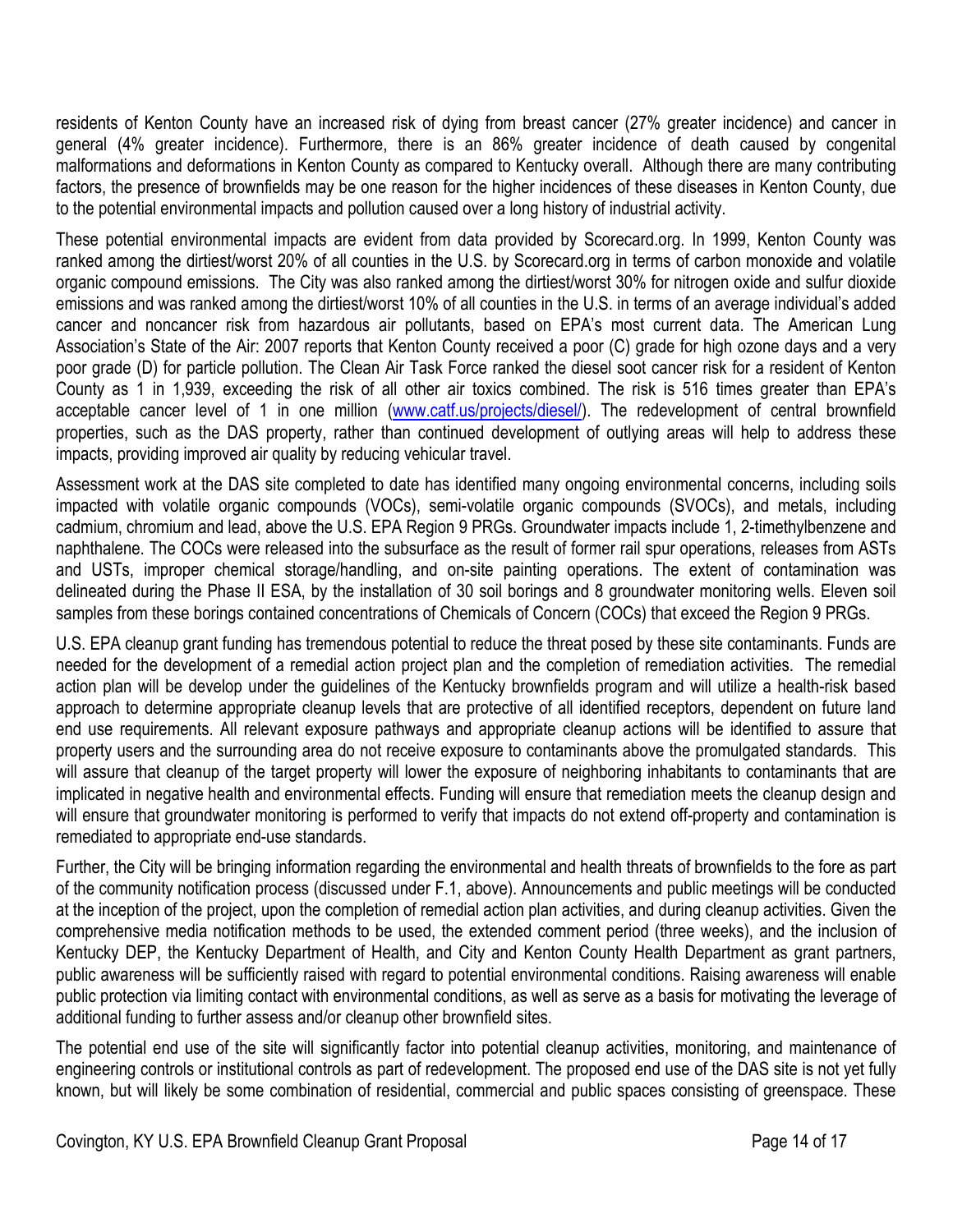residents of Kenton County have an increased risk of dying from breast cancer (27% greater incidence) and cancer in general (4% greater incidence). Furthermore, there is an 86% greater incidence of death caused by congenital malformations and deformations in Kenton County as compared to Kentucky overall. Although there are many contributing factors, the presence of brownfields may be one reason for the higher incidences of these diseases in Kenton County, due to the potential environmental impacts and pollution caused over a long history of industrial activity.

These potential environmental impacts are evident from data provided by Scorecard.org. In 1999, Kenton County was ranked among the dirtiest/worst 20% of all counties in the U.S. by Scorecard.org in terms of carbon monoxide and volatile organic compound emissions. The City was also ranked among the dirtiest/worst 30% for nitrogen oxide and sulfur dioxide emissions and was ranked among the dirtiest/worst 10% of all counties in the U.S. in terms of an average individual's added cancer and noncancer risk from hazardous air pollutants, based on EPA's most current data. The American Lung Association's State of the Air: 2007 reports that Kenton County received a poor (C) grade for high ozone days and a very poor grade (D) for particle pollution. The Clean Air Task Force ranked the diesel soot cancer risk for a resident of Kenton County as 1 in 1,939, exceeding the risk of all other air toxics combined. The risk is 516 times greater than EPA's acceptable cancer level of 1 in one million ([www.catf.us/projects/diesel/](www.catf.us/projects/diesel/)). The redevelopment of central brownfield properties, such as the DAS property, rather than continued development of outlying areas will help to address these impacts, providing improved air quality by reducing vehicular travel.

Assessment work at the DAS site completed to date has identified many ongoing environmental concerns, including soils impacted with volatile organic compounds (VOCs), semi-volatile organic compounds (SVOCs), and metals, including cadmium, chromium and lead, above the U.S. EPA Region 9 PRGs. Groundwater impacts include 1, 2-timethylbenzene and naphthalene. The COCs were released into the subsurface as the result of former rail spur operations, releases from ASTs and USTs, improper chemical storage/handling, and on-site painting operations. The extent of contamination was delineated during the Phase II ESA, by the installation of 30 soil borings and 8 groundwater monitoring wells. Eleven soil samples from these borings contained concentrations of Chemicals of Concern (COCs) that exceed the Region 9 PRGs.

U.S. EPA cleanup grant funding has tremendous potential to reduce the threat posed by these site contaminants. Funds are needed for the development of a remedial action project plan and the completion of remediation activities. The remedial action plan will be develop under the guidelines of the Kentucky brownfields program and will utilize a health-risk based approach to determine appropriate cleanup levels that are protective of all identified receptors, dependent on future land end use requirements. All relevant exposure pathways and appropriate cleanup actions will be identified to assure that property users and the surrounding area do not receive exposure to contaminants above the promulgated standards. This will assure that cleanup of the target property will lower the exposure of neighboring inhabitants to contaminants that are implicated in negative health and environmental effects. Funding will ensure that remediation meets the cleanup design and will ensure that groundwater monitoring is performed to verify that impacts do not extend off-property and contamination is remediated to appropriate end-use standards.

Further, the City will be bringing information regarding the environmental and health threats of brownfields to the fore as part of the community notification process (discussed under F.1, above). Announcements and public meetings will be conducted at the inception of the project, upon the completion of remedial action plan activities, and during cleanup activities. Given the comprehensive media notification methods to be used, the extended comment period (three weeks), and the inclusion of Kentucky DEP, the Kentucky Department of Health, and City and Kenton County Health Department as grant partners, public awareness will be sufficiently raised with regard to potential environmental conditions. Raising awareness will enable public protection via limiting contact with environmental conditions, as well as serve as a basis for motivating the leverage of additional funding to further assess and/or cleanup other brownfield sites.

The potential end use of the site will significantly factor into potential cleanup activities, monitoring, and maintenance of engineering controls or institutional controls as part of redevelopment. The proposed end use of the DAS site is not yet fully known, but will likely be some combination of residential, commercial and public spaces consisting of greenspace. These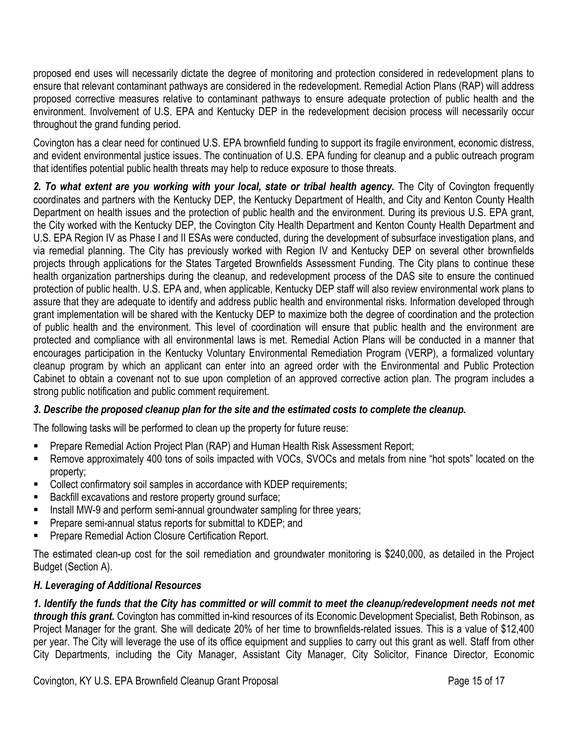proposed end uses will necessarily dictate the degree of monitoring and protection considered in redevelopment plans to ensure that relevant contaminant pathways are considered in the redevelopment. Remedial Action Plans (RAP) will address proposed corrective measures relative to contaminant pathways to ensure adequate protection of public health and the environment. Involvement of U.S. EPA and Kentucky DEP in the redevelopment decision process will necessarily occur throughout the grand funding period.

Covington has a clear need for continued U.S. EPA brownfield funding to support its fragile environment, economic distress, and evident environmental justice issues. The continuation of U.S. EPA funding for cleanup and a public outreach program that identifies potential public health threats may help to reduce exposure to those threats.

***2. To what extent are you working with your local, state or tribal health agency.*** The City of Covington frequently coordinates and partners with the Kentucky DEP, the Kentucky Department of Health, and City and Kenton County Health Department on health issues and the protection of public health and the environment. During its previous U.S. EPA grant, the City worked with the Kentucky DEP, the Covington City Health Department and Kenton County Health Department and U.S. EPA Region IV as Phase I and II ESAs were conducted, during the development of subsurface investigation plans, and via remedial planning. The City has previously worked with Region IV and Kentucky DEP on several other brownfields projects through applications for the States Targeted Brownfields Assessment Funding. The City plans to continue these health organization partnerships during the cleanup, and redevelopment process of the DAS site to ensure the continued protection of public health. U.S. EPA and, when applicable, Kentucky DEP staff will also review environmental work plans to assure that they are adequate to identify and address public health and environmental risks. Information developed through grant implementation will be shared with the Kentucky DEP to maximize both the degree of coordination and the protection of public health and the environment. This level of coordination will ensure that public health and the environment are protected and compliance with all environmental laws is met. Remedial Action Plans will be conducted in a manner that encourages participation in the Kentucky Voluntary Environmental Remediation Program (VERP), a formalized voluntary cleanup program by which an applicant can enter into an agreed order with the Environmental and Public Protection Cabinet to obtain a covenant not to sue upon completion of an approved corrective action plan. The program includes a strong public notification and public comment requirement.

***3. Describe the proposed cleanup plan for the site and the estimated costs to complete the cleanup.***

The following tasks will be performed to clean up the property for future reuse:

- Prepare Remedial Action Project Plan (RAP) and Human Health Risk Assessment Report;
- Remove approximately 400 tons of soils impacted with VOCs, SVOCs and metals from nine "hot spots" located on the property;
- Collect confirmatory soil samples in accordance with KDEP requirements;
- Backfill excavations and restore property ground surface;
- Install MW-9 and perform semi-annual groundwater sampling for three years;
- Prepare semi-annual status reports for submittal to KDEP; and
- Prepare Remedial Action Closure Certification Report.

The estimated clean-up cost for the soil remediation and groundwater monitoring is $240,000, as detailed in the Project Budget (Section A).

### *H. Leveraging of Additional Resources*

***1. Identify the funds that the City has committed or will commit to meet the cleanup/redevelopment needs not met through this grant.*** Covington has committed in-kind resources of its Economic Development Specialist, Beth Robinson, as Project Manager for the grant. She will dedicate 20% of her time to brownfields-related issues. This is a value of $12,400 per year. The City will leverage the use of its office equipment and supplies to carry out this grant as well. Staff from other City Departments, including the City Manager, Assistant City Manager, City Solicitor, Finance Director, Economic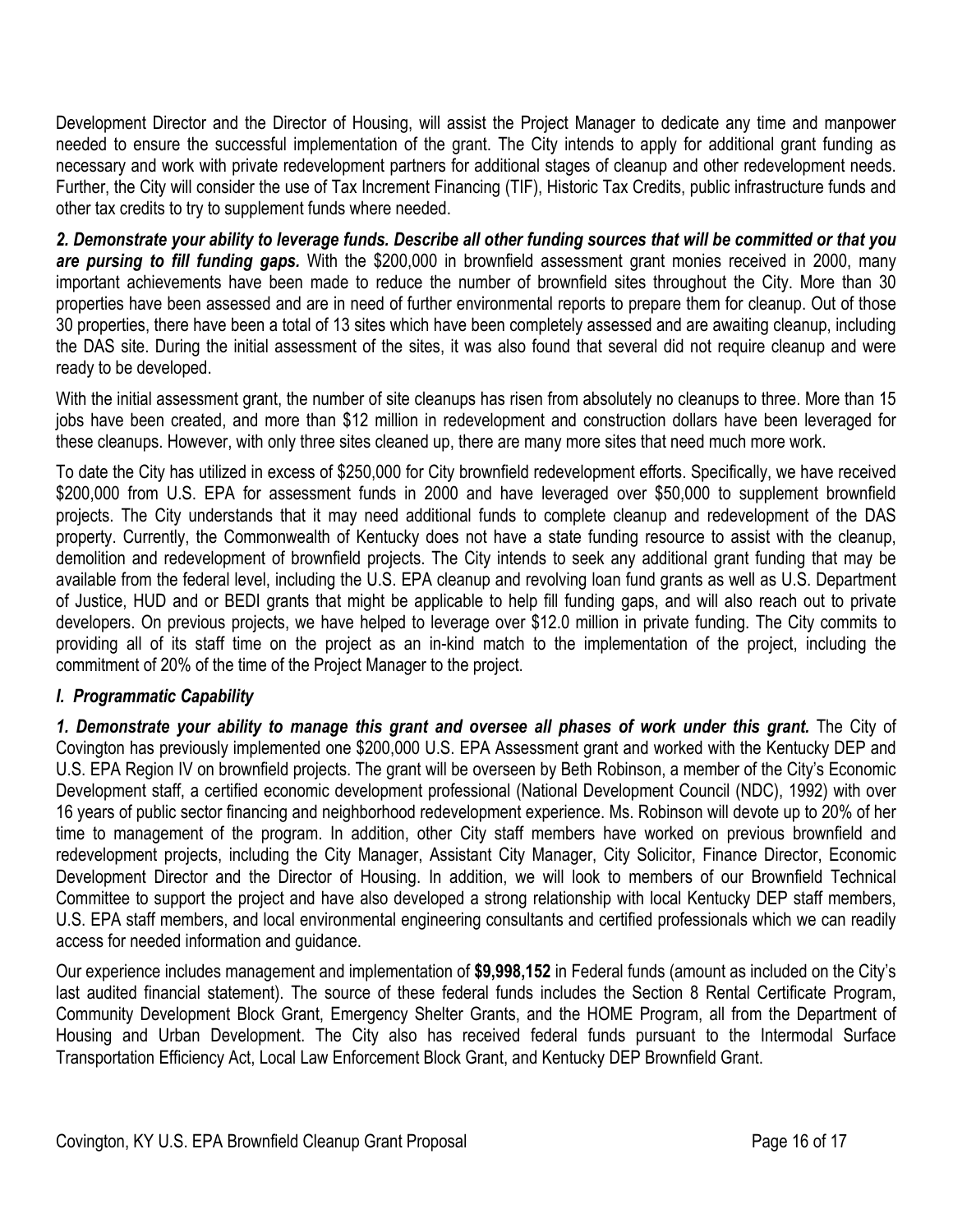Development Director and the Director of Housing, will assist the Project Manager to dedicate any time and manpower needed to ensure the successful implementation of the grant. The City intends to apply for additional grant funding as necessary and work with private redevelopment partners for additional stages of cleanup and other redevelopment needs. Further, the City will consider the use of Tax Increment Financing (TIF), Historic Tax Credits, public infrastructure funds and other tax credits to try to supplement funds where needed.

***2. Demonstrate your ability to leverage funds. Describe all other funding sources that will be committed or that you are pursing to fill funding gaps.*** With the $200,000 in brownfield assessment grant monies received in 2000, many important achievements have been made to reduce the number of brownfield sites throughout the City. More than 30 properties have been assessed and are in need of further environmental reports to prepare them for cleanup. Out of those 30 properties, there have been a total of 13 sites which have been completely assessed and are awaiting cleanup, including the DAS site. During the initial assessment of the sites, it was also found that several did not require cleanup and were ready to be developed.

With the initial assessment grant, the number of site cleanups has risen from absolutely no cleanups to three. More than 15 jobs have been created, and more than $12 million in redevelopment and construction dollars have been leveraged for these cleanups. However, with only three sites cleaned up, there are many more sites that need much more work.

To date the City has utilized in excess of $250,000 for City brownfield redevelopment efforts. Specifically, we have received $200,000 from U.S. EPA for assessment funds in 2000 and have leveraged over $50,000 to supplement brownfield projects. The City understands that it may need additional funds to complete cleanup and redevelopment of the DAS property. Currently, the Commonwealth of Kentucky does not have a state funding resource to assist with the cleanup, demolition and redevelopment of brownfield projects. The City intends to seek any additional grant funding that may be available from the federal level, including the U.S. EPA cleanup and revolving loan fund grants as well as U.S. Department of Justice, HUD and or BEDI grants that might be applicable to help fill funding gaps, and will also reach out to private developers. On previous projects, we have helped to leverage over $12.0 million in private funding. The City commits to providing all of its staff time on the project as an in-kind match to the implementation of the project, including the commitment of 20% of the time of the Project Manager to the project.

### *I. Programmatic Capability*

***1. Demonstrate your ability to manage this grant and oversee all phases of work under this grant.*** The City of Covington has previously implemented one $200,000 U.S. EPA Assessment grant and worked with the Kentucky DEP and U.S. EPA Region IV on brownfield projects. The grant will be overseen by Beth Robinson, a member of the City's Economic Development staff, a certified economic development professional (National Development Council (NDC), 1992) with over 16 years of public sector financing and neighborhood redevelopment experience. Ms. Robinson will devote up to 20% of her time to management of the program. In addition, other City staff members have worked on previous brownfield and redevelopment projects, including the City Manager, Assistant City Manager, City Solicitor, Finance Director, Economic Development Director and the Director of Housing. In addition, we will look to members of our Brownfield Technical Committee to support the project and have also developed a strong relationship with local Kentucky DEP staff members, U.S. EPA staff members, and local environmental engineering consultants and certified professionals which we can readily access for needed information and guidance.

Our experience includes management and implementation of **$9,998,152** in Federal funds (amount as included on the City's last audited financial statement). The source of these federal funds includes the Section 8 Rental Certificate Program, Community Development Block Grant, Emergency Shelter Grants, and the HOME Program, all from the Department of Housing and Urban Development. The City also has received federal funds pursuant to the Intermodal Surface Transportation Efficiency Act, Local Law Enforcement Block Grant, and Kentucky DEP Brownfield Grant.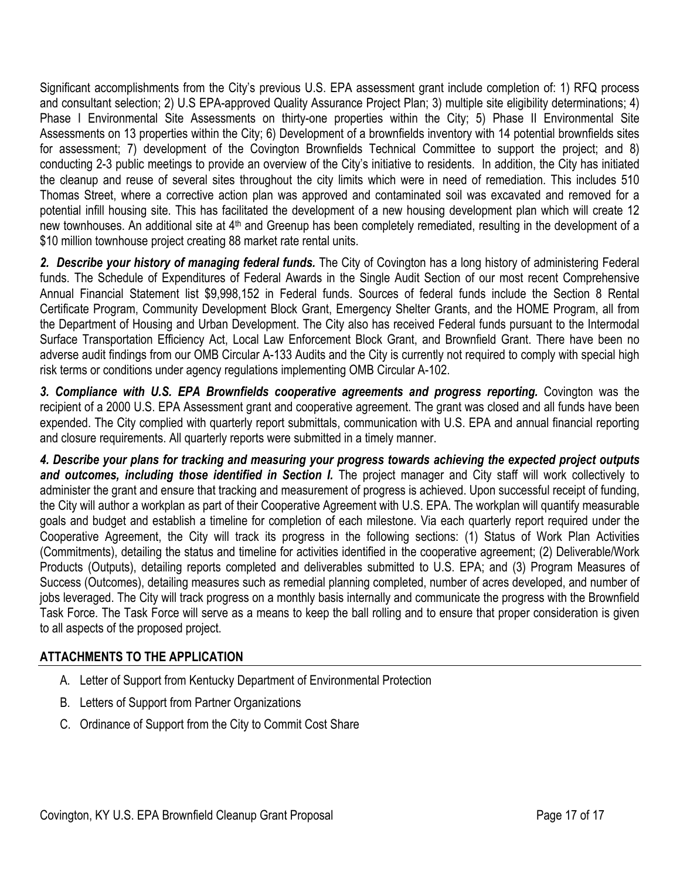Significant accomplishments from the City's previous U.S. EPA assessment grant include completion of: 1) RFQ process and consultant selection; 2) U.S EPA-approved Quality Assurance Project Plan; 3) multiple site eligibility determinations; 4) Phase I Environmental Site Assessments on thirty-one properties within the City; 5) Phase II Environmental Site Assessments on 13 properties within the City; 6) Development of a brownfields inventory with 14 potential brownfields sites for assessment; 7) development of the Covington Brownfields Technical Committee to support the project; and 8) conducting 2-3 public meetings to provide an overview of the City's initiative to residents. In addition, the City has initiated the cleanup and reuse of several sites throughout the city limits which were in need of remediation. This includes 510 Thomas Street, where a corrective action plan was approved and contaminated soil was excavated and removed for a potential infill housing site. This has facilitated the development of a new housing development plan which will create 12 new townhouses. An additional site at 4th and Greenup has been completely remediated, resulting in the development of a $10 million townhouse project creating 88 market rate rental units.

***2. Describe your history of managing federal funds.*** The City of Covington has a long history of administering Federal funds. The Schedule of Expenditures of Federal Awards in the Single Audit Section of our most recent Comprehensive Annual Financial Statement list $9,998,152 in Federal funds. Sources of federal funds include the Section 8 Rental Certificate Program, Community Development Block Grant, Emergency Shelter Grants, and the HOME Program, all from the Department of Housing and Urban Development. The City also has received Federal funds pursuant to the Intermodal Surface Transportation Efficiency Act, Local Law Enforcement Block Grant, and Brownfield Grant. There have been no adverse audit findings from our OMB Circular A-133 Audits and the City is currently not required to comply with special high risk terms or conditions under agency regulations implementing OMB Circular A-102.

***3. Compliance with U.S. EPA Brownfields cooperative agreements and progress reporting.*** Covington was the recipient of a 2000 U.S. EPA Assessment grant and cooperative agreement. The grant was closed and all funds have been expended. The City complied with quarterly report submittals, communication with U.S. EPA and annual financial reporting and closure requirements. All quarterly reports were submitted in a timely manner.

***4. Describe your plans for tracking and measuring your progress towards achieving the expected project outputs and outcomes, including those identified in Section I.*** The project manager and City staff will work collectively to administer the grant and ensure that tracking and measurement of progress is achieved. Upon successful receipt of funding, the City will author a workplan as part of their Cooperative Agreement with U.S. EPA. The workplan will quantify measurable goals and budget and establish a timeline for completion of each milestone. Via each quarterly report required under the Cooperative Agreement, the City will track its progress in the following sections: (1) Status of Work Plan Activities (Commitments), detailing the status and timeline for activities identified in the cooperative agreement; (2) Deliverable/Work Products (Outputs), detailing reports completed and deliverables submitted to U.S. EPA; and (3) Program Measures of Success (Outcomes), detailing measures such as remedial planning completed, number of acres developed, and number of jobs leveraged. The City will track progress on a monthly basis internally and communicate the progress with the Brownfield Task Force. The Task Force will serve as a means to keep the ball rolling and to ensure that proper consideration is given to all aspects of the proposed project.

## ATTACHMENTS TO THE APPLICATION

A. Letter of Support from Kentucky Department of Environmental Protection
B. Letters of Support from Partner Organizations
C. Ordinance of Support from the City to Commit Cost Share